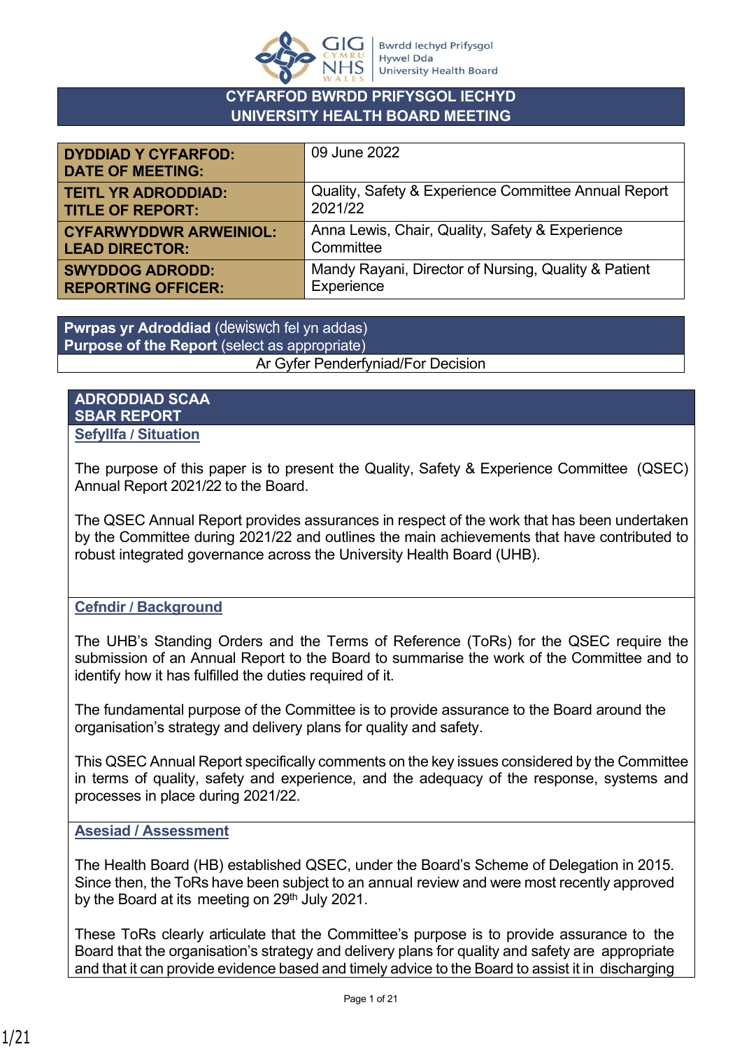# CYFARFOD BWRDD PRIFYSGOL IECHYD
# UNIVERSITY HEALTH BOARD MEETING

| | |
|---|---|
| **DYDDIAD Y CYFARFOD: DATE OF MEETING:** | 09 June 2022 |
| **TEITL YR ADRODDIAD: TITLE OF REPORT:** | Quality, Safety & Experience Committee Annual Report 2021/22 |
| **CYFARWYDDWR ARWEINIOL: LEAD DIRECTOR:** | Anna Lewis, Chair, Quality, Safety & Experience Committee |
| **SWYDDOG ADRODD: REPORTING OFFICER:** | Mandy Rayani, Director of Nursing, Quality & Patient Experience |

| **Pwrpas yr Adroddiad** (dewiswch fel yn addas) **Purpose of the Report** (select as appropriate) |
|---|
| Ar Gyfer Penderfyniad/For Decision |

## ADRODDIAD SCAA
## SBAR REPORT

### Sefyllfa / Situation

The purpose of this paper is to present the Quality, Safety & Experience Committee (QSEC) Annual Report 2021/22 to the Board.

The QSEC Annual Report provides assurances in respect of the work that has been undertaken by the Committee during 2021/22 and outlines the main achievements that have contributed to robust integrated governance across the University Health Board (UHB).

### Cefndir / Background

The UHB's Standing Orders and the Terms of Reference (ToRs) for the QSEC require the submission of an Annual Report to the Board to summarise the work of the Committee and to identify how it has fulfilled the duties required of it.

The fundamental purpose of the Committee is to provide assurance to the Board around the organisation's strategy and delivery plans for quality and safety.

This QSEC Annual Report specifically comments on the key issues considered by the Committee in terms of quality, safety and experience, and the adequacy of the response, systems and processes in place during 2021/22.

### Asesiad / Assessment

The Health Board (HB) established QSEC, under the Board's Scheme of Delegation in 2015. Since then, the ToRs have been subject to an annual review and were most recently approved by the Board at its meeting on 29th July 2021.

These ToRs clearly articulate that the Committee's purpose is to provide assurance to the Board that the organisation's strategy and delivery plans for quality and safety are appropriate and that it can provide evidence based and timely advice to the Board to assist it in discharging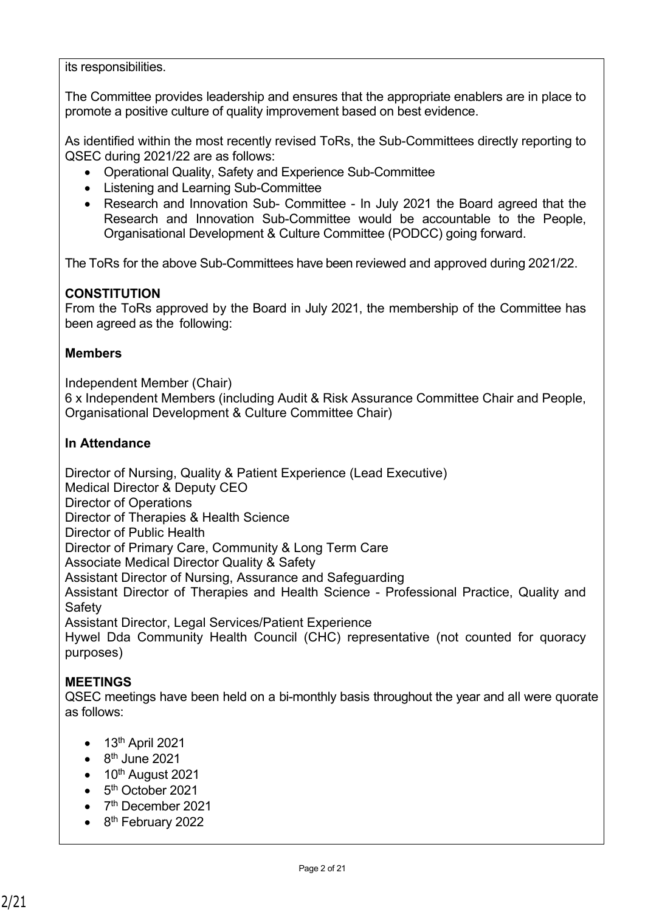its responsibilities.

The Committee provides leadership and ensures that the appropriate enablers are in place to promote a positive culture of quality improvement based on best evidence.

As identified within the most recently revised ToRs, the Sub-Committees directly reporting to QSEC during 2021/22 are as follows:

- Operational Quality, Safety and Experience Sub-Committee
- Listening and Learning Sub-Committee
- Research and Innovation Sub- Committee - In July 2021 the Board agreed that the Research and Innovation Sub-Committee would be accountable to the People, Organisational Development & Culture Committee (PODCC) going forward.

The ToRs for the above Sub-Committees have been reviewed and approved during 2021/22.

**CONSTITUTION**
From the ToRs approved by the Board in July 2021, the membership of the Committee has been agreed as the following:

**Members**

Independent Member (Chair)
6 x Independent Members (including Audit & Risk Assurance Committee Chair and People, Organisational Development & Culture Committee Chair)

**In Attendance**

Director of Nursing, Quality & Patient Experience (Lead Executive)
Medical Director & Deputy CEO
Director of Operations
Director of Therapies & Health Science
Director of Public Health
Director of Primary Care, Community & Long Term Care
Associate Medical Director Quality & Safety
Assistant Director of Nursing, Assurance and Safeguarding
Assistant Director of Therapies and Health Science - Professional Practice, Quality and Safety
Assistant Director, Legal Services/Patient Experience
Hywel Dda Community Health Council (CHC) representative (not counted for quoracy purposes)

**MEETINGS**
QSEC meetings have been held on a bi-monthly basis throughout the year and all were quorate as follows:

- 13th April 2021
- 8th June 2021
- 10th August 2021
- 5th October 2021
- 7th December 2021
- 8th February 2022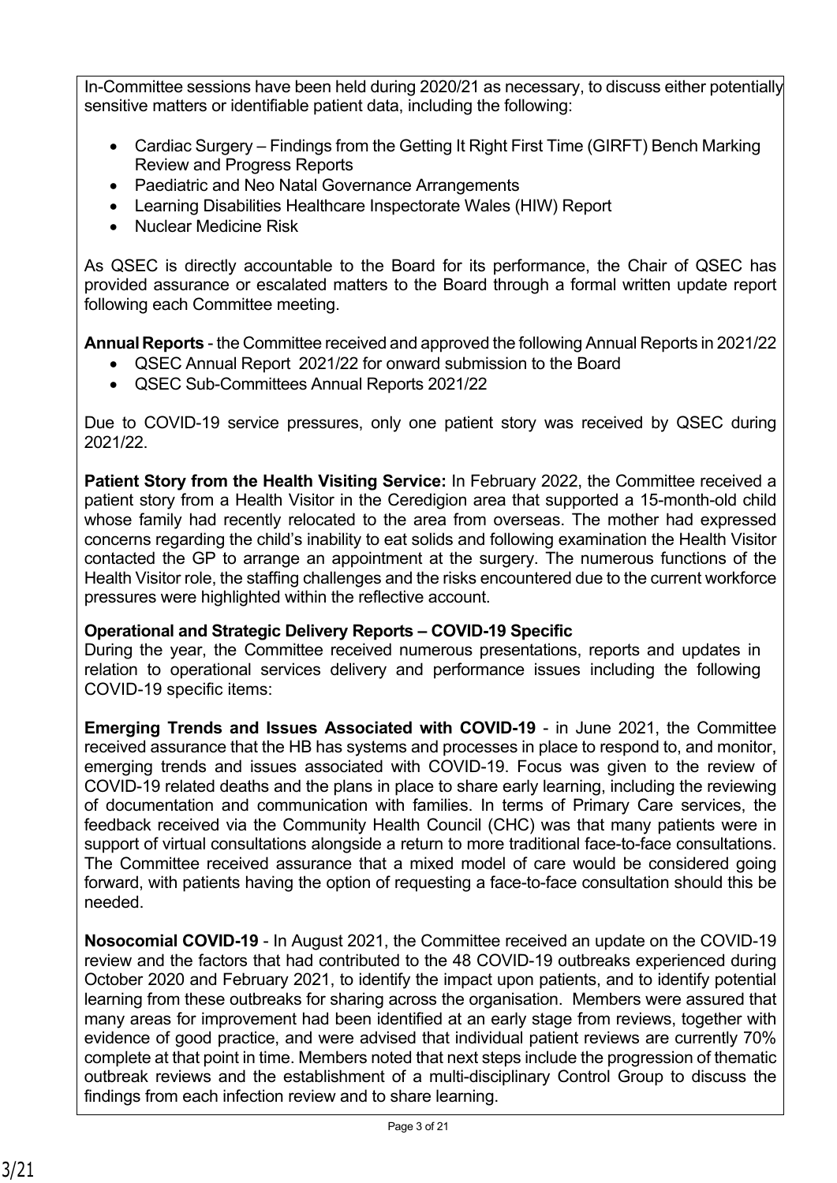In-Committee sessions have been held during 2020/21 as necessary, to discuss either potentially sensitive matters or identifiable patient data, including the following:

- Cardiac Surgery – Findings from the Getting It Right First Time (GIRFT) Bench Marking Review and Progress Reports
- Paediatric and Neo Natal Governance Arrangements
- Learning Disabilities Healthcare Inspectorate Wales (HIW) Report
- Nuclear Medicine Risk

As QSEC is directly accountable to the Board for its performance, the Chair of QSEC has provided assurance or escalated matters to the Board through a formal written update report following each Committee meeting.

**Annual Reports** - the Committee received and approved the following Annual Reports in 2021/22

- QSEC Annual Report 2021/22 for onward submission to the Board
- QSEC Sub-Committees Annual Reports 2021/22

Due to COVID-19 service pressures, only one patient story was received by QSEC during 2021/22.

**Patient Story from the Health Visiting Service:** In February 2022, the Committee received a patient story from a Health Visitor in the Ceredigion area that supported a 15-month-old child whose family had recently relocated to the area from overseas. The mother had expressed concerns regarding the child's inability to eat solids and following examination the Health Visitor contacted the GP to arrange an appointment at the surgery. The numerous functions of the Health Visitor role, the staffing challenges and the risks encountered due to the current workforce pressures were highlighted within the reflective account.

**Operational and Strategic Delivery Reports – COVID-19 Specific**

During the year, the Committee received numerous presentations, reports and updates in relation to operational services delivery and performance issues including the following COVID-19 specific items:

**Emerging Trends and Issues Associated with COVID-19** - in June 2021, the Committee received assurance that the HB has systems and processes in place to respond to, and monitor, emerging trends and issues associated with COVID-19. Focus was given to the review of COVID-19 related deaths and the plans in place to share early learning, including the reviewing of documentation and communication with families. In terms of Primary Care services, the feedback received via the Community Health Council (CHC) was that many patients were in support of virtual consultations alongside a return to more traditional face-to-face consultations. The Committee received assurance that a mixed model of care would be considered going forward, with patients having the option of requesting a face-to-face consultation should this be needed.

**Nosocomial COVID-19** - In August 2021, the Committee received an update on the COVID-19 review and the factors that had contributed to the 48 COVID-19 outbreaks experienced during October 2020 and February 2021, to identify the impact upon patients, and to identify potential learning from these outbreaks for sharing across the organisation. Members were assured that many areas for improvement had been identified at an early stage from reviews, together with evidence of good practice, and were advised that individual patient reviews are currently 70% complete at that point in time. Members noted that next steps include the progression of thematic outbreak reviews and the establishment of a multi-disciplinary Control Group to discuss the findings from each infection review and to share learning.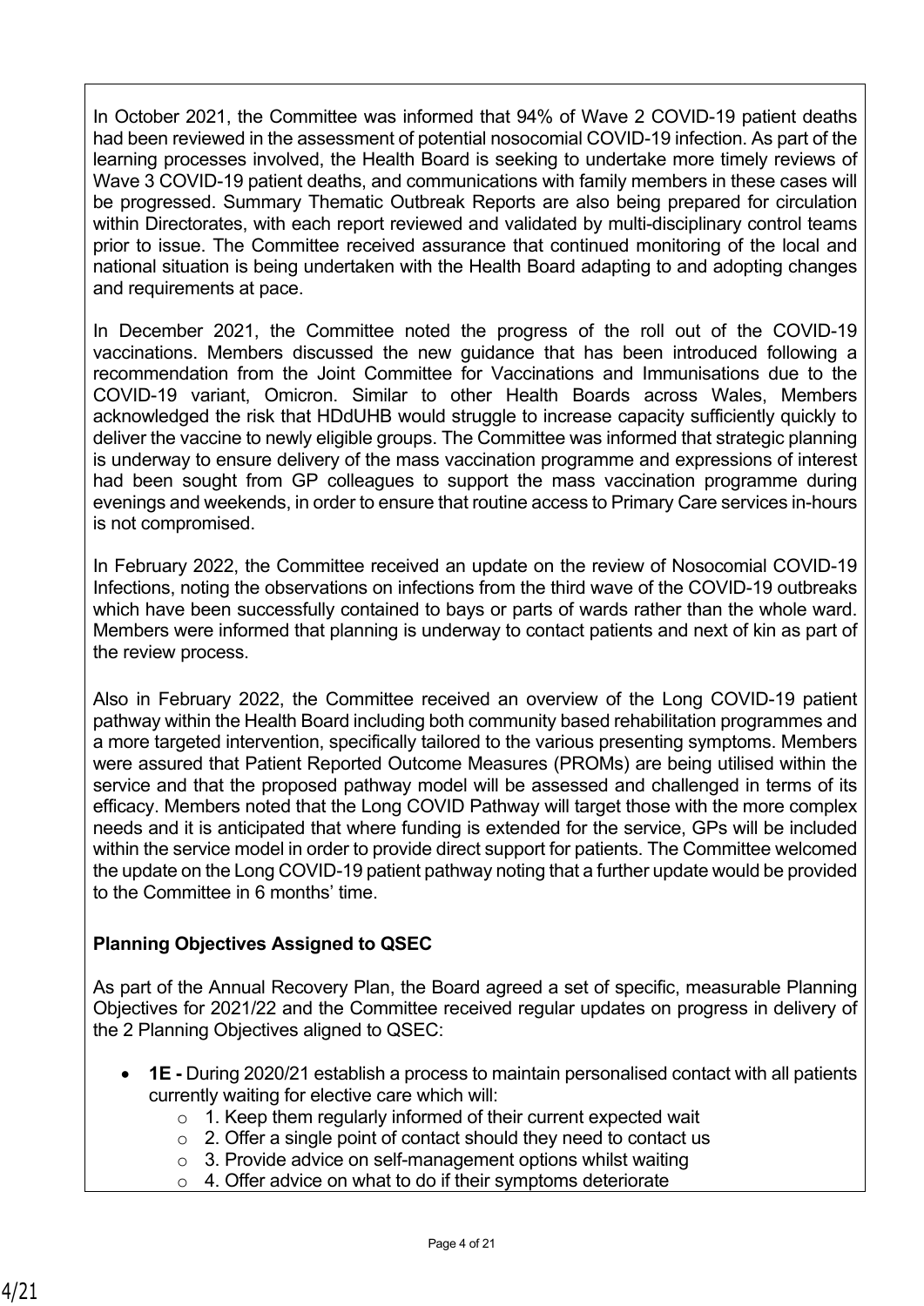In October 2021, the Committee was informed that 94% of Wave 2 COVID-19 patient deaths had been reviewed in the assessment of potential nosocomial COVID-19 infection. As part of the learning processes involved, the Health Board is seeking to undertake more timely reviews of Wave 3 COVID-19 patient deaths, and communications with family members in these cases will be progressed. Summary Thematic Outbreak Reports are also being prepared for circulation within Directorates, with each report reviewed and validated by multi-disciplinary control teams prior to issue. The Committee received assurance that continued monitoring of the local and national situation is being undertaken with the Health Board adapting to and adopting changes and requirements at pace.

In December 2021, the Committee noted the progress of the roll out of the COVID-19 vaccinations. Members discussed the new guidance that has been introduced following a recommendation from the Joint Committee for Vaccinations and Immunisations due to the COVID-19 variant, Omicron. Similar to other Health Boards across Wales, Members acknowledged the risk that HDdUHB would struggle to increase capacity sufficiently quickly to deliver the vaccine to newly eligible groups. The Committee was informed that strategic planning is underway to ensure delivery of the mass vaccination programme and expressions of interest had been sought from GP colleagues to support the mass vaccination programme during evenings and weekends, in order to ensure that routine access to Primary Care services in-hours is not compromised.

In February 2022, the Committee received an update on the review of Nosocomial COVID-19 Infections, noting the observations on infections from the third wave of the COVID-19 outbreaks which have been successfully contained to bays or parts of wards rather than the whole ward. Members were informed that planning is underway to contact patients and next of kin as part of the review process.

Also in February 2022, the Committee received an overview of the Long COVID-19 patient pathway within the Health Board including both community based rehabilitation programmes and a more targeted intervention, specifically tailored to the various presenting symptoms. Members were assured that Patient Reported Outcome Measures (PROMs) are being utilised within the service and that the proposed pathway model will be assessed and challenged in terms of its efficacy. Members noted that the Long COVID Pathway will target those with the more complex needs and it is anticipated that where funding is extended for the service, GPs will be included within the service model in order to provide direct support for patients. The Committee welcomed the update on the Long COVID-19 patient pathway noting that a further update would be provided to the Committee in 6 months' time.

**Planning Objectives Assigned to QSEC**

As part of the Annual Recovery Plan, the Board agreed a set of specific, measurable Planning Objectives for 2021/22 and the Committee received regular updates on progress in delivery of the 2 Planning Objectives aligned to QSEC:

- **1E -** During 2020/21 establish a process to maintain personalised contact with all patients currently waiting for elective care which will:
  - 1. Keep them regularly informed of their current expected wait
  - 2. Offer a single point of contact should they need to contact us
  - 3. Provide advice on self-management options whilst waiting
  - 4. Offer advice on what to do if their symptoms deteriorate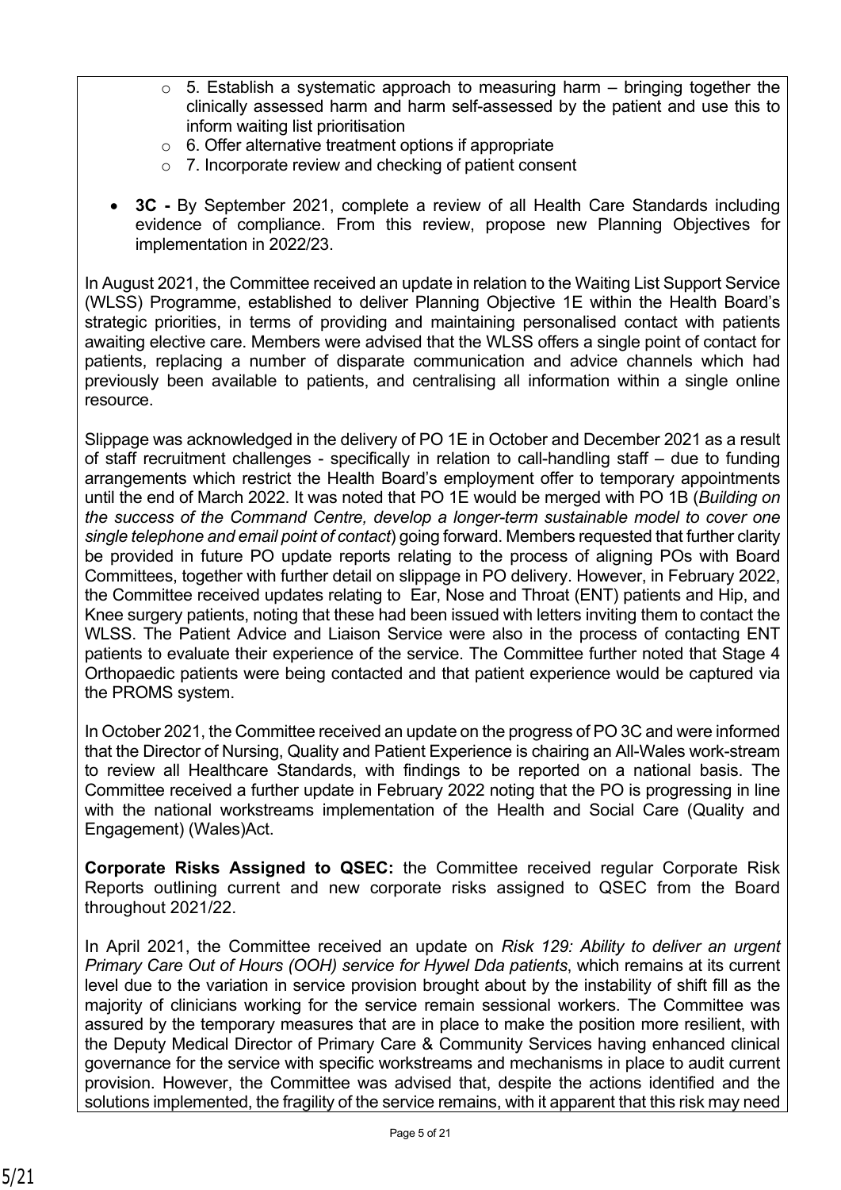- 5. Establish a systematic approach to measuring harm – bringing together the clinically assessed harm and harm self-assessed by the patient and use this to inform waiting list prioritisation
    - 6. Offer alternative treatment options if appropriate
    - 7. Incorporate review and checking of patient consent

- **3C -** By September 2021, complete a review of all Health Care Standards including evidence of compliance. From this review, propose new Planning Objectives for implementation in 2022/23.

In August 2021, the Committee received an update in relation to the Waiting List Support Service (WLSS) Programme, established to deliver Planning Objective 1E within the Health Board's strategic priorities, in terms of providing and maintaining personalised contact with patients awaiting elective care. Members were advised that the WLSS offers a single point of contact for patients, replacing a number of disparate communication and advice channels which had previously been available to patients, and centralising all information within a single online resource.

Slippage was acknowledged in the delivery of PO 1E in October and December 2021 as a result of staff recruitment challenges - specifically in relation to call-handling staff – due to funding arrangements which restrict the Health Board's employment offer to temporary appointments until the end of March 2022. It was noted that PO 1E would be merged with PO 1B (*Building on the success of the Command Centre, develop a longer-term sustainable model to cover one single telephone and email point of contact*) going forward. Members requested that further clarity be provided in future PO update reports relating to the process of aligning POs with Board Committees, together with further detail on slippage in PO delivery. However, in February 2022, the Committee received updates relating to Ear, Nose and Throat (ENT) patients and Hip, and Knee surgery patients, noting that these had been issued with letters inviting them to contact the WLSS. The Patient Advice and Liaison Service were also in the process of contacting ENT patients to evaluate their experience of the service. The Committee further noted that Stage 4 Orthopaedic patients were being contacted and that patient experience would be captured via the PROMS system.

In October 2021, the Committee received an update on the progress of PO 3C and were informed that the Director of Nursing, Quality and Patient Experience is chairing an All-Wales work-stream to review all Healthcare Standards, with findings to be reported on a national basis. The Committee received a further update in February 2022 noting that the PO is progressing in line with the national workstreams implementation of the Health and Social Care (Quality and Engagement) (Wales)Act.

**Corporate Risks Assigned to QSEC:** the Committee received regular Corporate Risk Reports outlining current and new corporate risks assigned to QSEC from the Board throughout 2021/22.

In April 2021, the Committee received an update on *Risk 129: Ability to deliver an urgent Primary Care Out of Hours (OOH) service for Hywel Dda patients*, which remains at its current level due to the variation in service provision brought about by the instability of shift fill as the majority of clinicians working for the service remain sessional workers. The Committee was assured by the temporary measures that are in place to make the position more resilient, with the Deputy Medical Director of Primary Care & Community Services having enhanced clinical governance for the service with specific workstreams and mechanisms in place to audit current provision. However, the Committee was advised that, despite the actions identified and the solutions implemented, the fragility of the service remains, with it apparent that this risk may need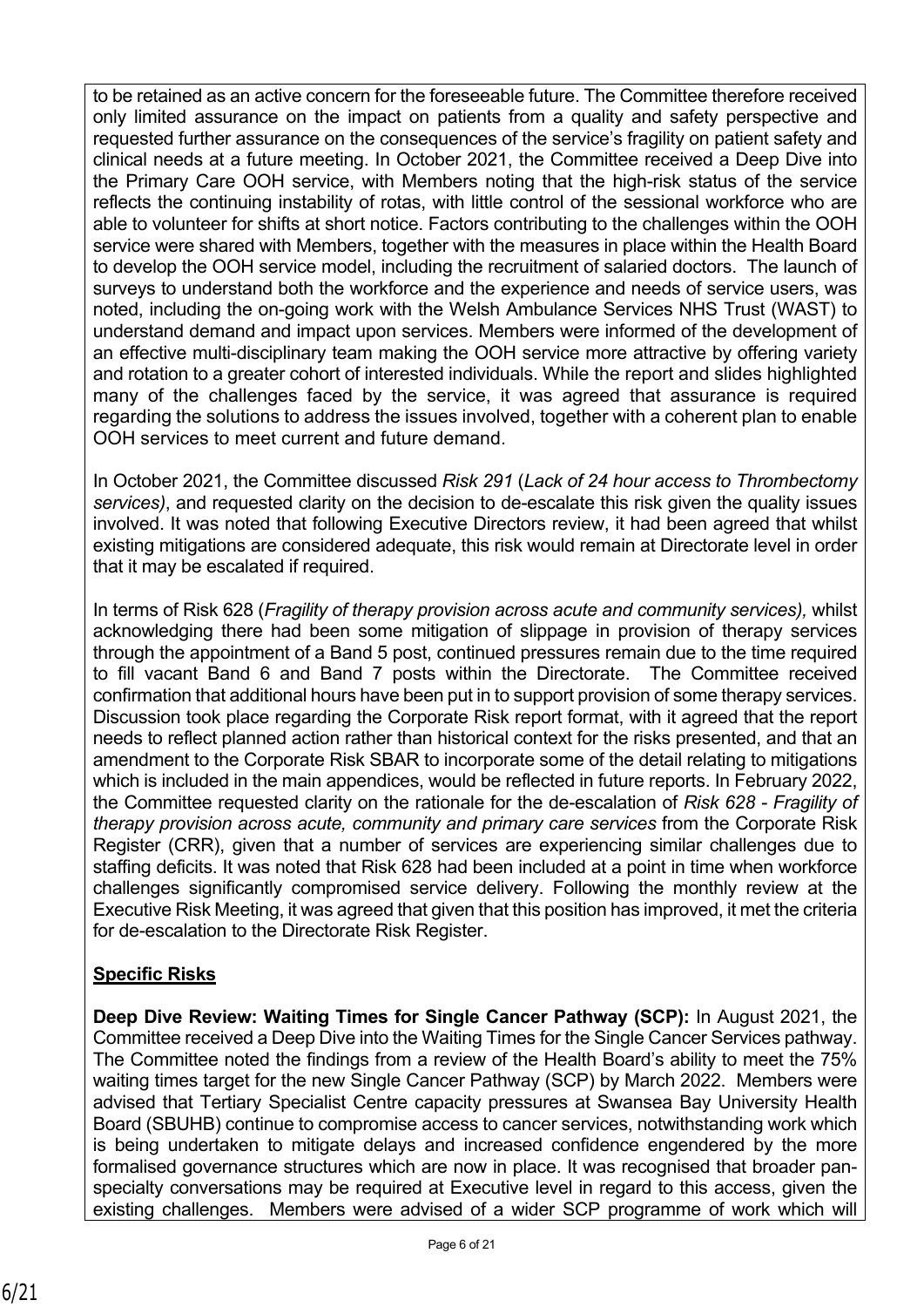to be retained as an active concern for the foreseeable future. The Committee therefore received only limited assurance on the impact on patients from a quality and safety perspective and requested further assurance on the consequences of the service's fragility on patient safety and clinical needs at a future meeting. In October 2021, the Committee received a Deep Dive into the Primary Care OOH service, with Members noting that the high-risk status of the service reflects the continuing instability of rotas, with little control of the sessional workforce who are able to volunteer for shifts at short notice. Factors contributing to the challenges within the OOH service were shared with Members, together with the measures in place within the Health Board to develop the OOH service model, including the recruitment of salaried doctors. The launch of surveys to understand both the workforce and the experience and needs of service users, was noted, including the on-going work with the Welsh Ambulance Services NHS Trust (WAST) to understand demand and impact upon services. Members were informed of the development of an effective multi-disciplinary team making the OOH service more attractive by offering variety and rotation to a greater cohort of interested individuals. While the report and slides highlighted many of the challenges faced by the service, it was agreed that assurance is required regarding the solutions to address the issues involved, together with a coherent plan to enable OOH services to meet current and future demand.

In October 2021, the Committee discussed *Risk 291* (*Lack of 24 hour access to Thrombectomy services)*, and requested clarity on the decision to de-escalate this risk given the quality issues involved. It was noted that following Executive Directors review, it had been agreed that whilst existing mitigations are considered adequate, this risk would remain at Directorate level in order that it may be escalated if required.

In terms of Risk 628 (*Fragility of therapy provision across acute and community services),* whilst acknowledging there had been some mitigation of slippage in provision of therapy services through the appointment of a Band 5 post, continued pressures remain due to the time required to fill vacant Band 6 and Band 7 posts within the Directorate. The Committee received confirmation that additional hours have been put in to support provision of some therapy services. Discussion took place regarding the Corporate Risk report format, with it agreed that the report needs to reflect planned action rather than historical context for the risks presented, and that an amendment to the Corporate Risk SBAR to incorporate some of the detail relating to mitigations which is included in the main appendices, would be reflected in future reports. In February 2022, the Committee requested clarity on the rationale for the de-escalation of *Risk 628 - Fragility of therapy provision across acute, community and primary care services* from the Corporate Risk Register (CRR), given that a number of services are experiencing similar challenges due to staffing deficits. It was noted that Risk 628 had been included at a point in time when workforce challenges significantly compromised service delivery. Following the monthly review at the Executive Risk Meeting, it was agreed that given that this position has improved, it met the criteria for de-escalation to the Directorate Risk Register.

**Specific Risks**

**Deep Dive Review: Waiting Times for Single Cancer Pathway (SCP):** In August 2021, the Committee received a Deep Dive into the Waiting Times for the Single Cancer Services pathway. The Committee noted the findings from a review of the Health Board's ability to meet the 75% waiting times target for the new Single Cancer Pathway (SCP) by March 2022. Members were advised that Tertiary Specialist Centre capacity pressures at Swansea Bay University Health Board (SBUHB) continue to compromise access to cancer services, notwithstanding work which is being undertaken to mitigate delays and increased confidence engendered by the more formalised governance structures which are now in place. It was recognised that broader pan-specialty conversations may be required at Executive level in regard to this access, given the existing challenges. Members were advised of a wider SCP programme of work which will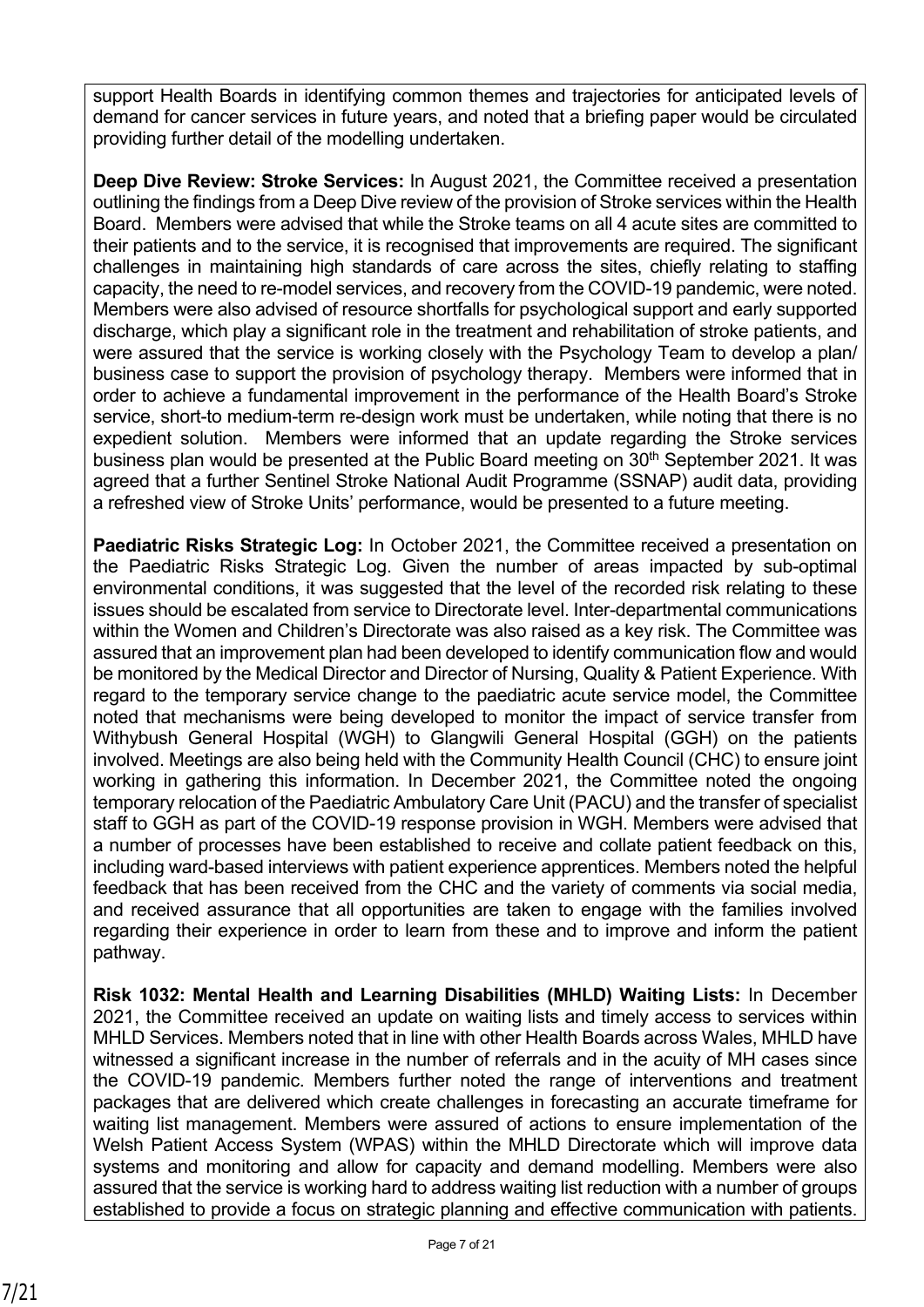support Health Boards in identifying common themes and trajectories for anticipated levels of demand for cancer services in future years, and noted that a briefing paper would be circulated providing further detail of the modelling undertaken.

**Deep Dive Review: Stroke Services:** In August 2021, the Committee received a presentation outlining the findings from a Deep Dive review of the provision of Stroke services within the Health Board. Members were advised that while the Stroke teams on all 4 acute sites are committed to their patients and to the service, it is recognised that improvements are required. The significant challenges in maintaining high standards of care across the sites, chiefly relating to staffing capacity, the need to re-model services, and recovery from the COVID-19 pandemic, were noted. Members were also advised of resource shortfalls for psychological support and early supported discharge, which play a significant role in the treatment and rehabilitation of stroke patients, and were assured that the service is working closely with the Psychology Team to develop a plan/ business case to support the provision of psychology therapy. Members were informed that in order to achieve a fundamental improvement in the performance of the Health Board's Stroke service, short-to medium-term re-design work must be undertaken, while noting that there is no expedient solution. Members were informed that an update regarding the Stroke services business plan would be presented at the Public Board meeting on 30th September 2021. It was agreed that a further Sentinel Stroke National Audit Programme (SSNAP) audit data, providing a refreshed view of Stroke Units' performance, would be presented to a future meeting.

**Paediatric Risks Strategic Log:** In October 2021, the Committee received a presentation on the Paediatric Risks Strategic Log. Given the number of areas impacted by sub-optimal environmental conditions, it was suggested that the level of the recorded risk relating to these issues should be escalated from service to Directorate level. Inter-departmental communications within the Women and Children's Directorate was also raised as a key risk. The Committee was assured that an improvement plan had been developed to identify communication flow and would be monitored by the Medical Director and Director of Nursing, Quality & Patient Experience. With regard to the temporary service change to the paediatric acute service model, the Committee noted that mechanisms were being developed to monitor the impact of service transfer from Withybush General Hospital (WGH) to Glangwili General Hospital (GGH) on the patients involved. Meetings are also being held with the Community Health Council (CHC) to ensure joint working in gathering this information. In December 2021, the Committee noted the ongoing temporary relocation of the Paediatric Ambulatory Care Unit (PACU) and the transfer of specialist staff to GGH as part of the COVID-19 response provision in WGH. Members were advised that a number of processes have been established to receive and collate patient feedback on this, including ward-based interviews with patient experience apprentices. Members noted the helpful feedback that has been received from the CHC and the variety of comments via social media, and received assurance that all opportunities are taken to engage with the families involved regarding their experience in order to learn from these and to improve and inform the patient pathway.

**Risk 1032: Mental Health and Learning Disabilities (MHLD) Waiting Lists:** In December 2021, the Committee received an update on waiting lists and timely access to services within MHLD Services. Members noted that in line with other Health Boards across Wales, MHLD have witnessed a significant increase in the number of referrals and in the acuity of MH cases since the COVID-19 pandemic. Members further noted the range of interventions and treatment packages that are delivered which create challenges in forecasting an accurate timeframe for waiting list management. Members were assured of actions to ensure implementation of the Welsh Patient Access System (WPAS) within the MHLD Directorate which will improve data systems and monitoring and allow for capacity and demand modelling. Members were also assured that the service is working hard to address waiting list reduction with a number of groups established to provide a focus on strategic planning and effective communication with patients.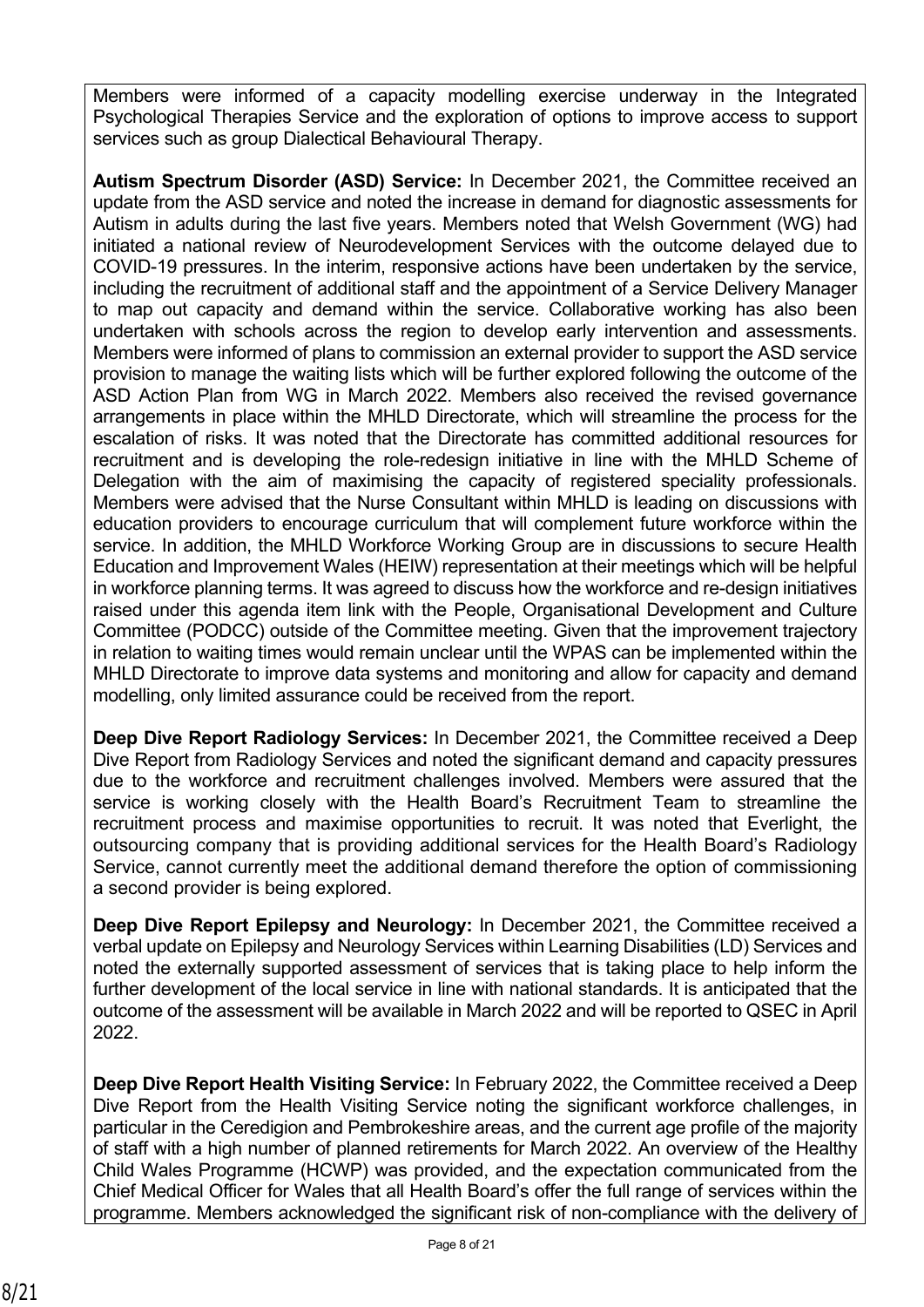Members were informed of a capacity modelling exercise underway in the Integrated Psychological Therapies Service and the exploration of options to improve access to support services such as group Dialectical Behavioural Therapy.

**Autism Spectrum Disorder (ASD) Service:** In December 2021, the Committee received an update from the ASD service and noted the increase in demand for diagnostic assessments for Autism in adults during the last five years. Members noted that Welsh Government (WG) had initiated a national review of Neurodevelopment Services with the outcome delayed due to COVID-19 pressures. In the interim, responsive actions have been undertaken by the service, including the recruitment of additional staff and the appointment of a Service Delivery Manager to map out capacity and demand within the service. Collaborative working has also been undertaken with schools across the region to develop early intervention and assessments. Members were informed of plans to commission an external provider to support the ASD service provision to manage the waiting lists which will be further explored following the outcome of the ASD Action Plan from WG in March 2022. Members also received the revised governance arrangements in place within the MHLD Directorate, which will streamline the process for the escalation of risks. It was noted that the Directorate has committed additional resources for recruitment and is developing the role-redesign initiative in line with the MHLD Scheme of Delegation with the aim of maximising the capacity of registered speciality professionals. Members were advised that the Nurse Consultant within MHLD is leading on discussions with education providers to encourage curriculum that will complement future workforce within the service. In addition, the MHLD Workforce Working Group are in discussions to secure Health Education and Improvement Wales (HEIW) representation at their meetings which will be helpful in workforce planning terms. It was agreed to discuss how the workforce and re-design initiatives raised under this agenda item link with the People, Organisational Development and Culture Committee (PODCC) outside of the Committee meeting. Given that the improvement trajectory in relation to waiting times would remain unclear until the WPAS can be implemented within the MHLD Directorate to improve data systems and monitoring and allow for capacity and demand modelling, only limited assurance could be received from the report.

**Deep Dive Report Radiology Services:** In December 2021, the Committee received a Deep Dive Report from Radiology Services and noted the significant demand and capacity pressures due to the workforce and recruitment challenges involved. Members were assured that the service is working closely with the Health Board's Recruitment Team to streamline the recruitment process and maximise opportunities to recruit. It was noted that Everlight, the outsourcing company that is providing additional services for the Health Board's Radiology Service, cannot currently meet the additional demand therefore the option of commissioning a second provider is being explored.

**Deep Dive Report Epilepsy and Neurology:** In December 2021, the Committee received a verbal update on Epilepsy and Neurology Services within Learning Disabilities (LD) Services and noted the externally supported assessment of services that is taking place to help inform the further development of the local service in line with national standards. It is anticipated that the outcome of the assessment will be available in March 2022 and will be reported to QSEC in April 2022.

**Deep Dive Report Health Visiting Service:** In February 2022, the Committee received a Deep Dive Report from the Health Visiting Service noting the significant workforce challenges, in particular in the Ceredigion and Pembrokeshire areas, and the current age profile of the majority of staff with a high number of planned retirements for March 2022. An overview of the Healthy Child Wales Programme (HCWP) was provided, and the expectation communicated from the Chief Medical Officer for Wales that all Health Board's offer the full range of services within the programme. Members acknowledged the significant risk of non-compliance with the delivery of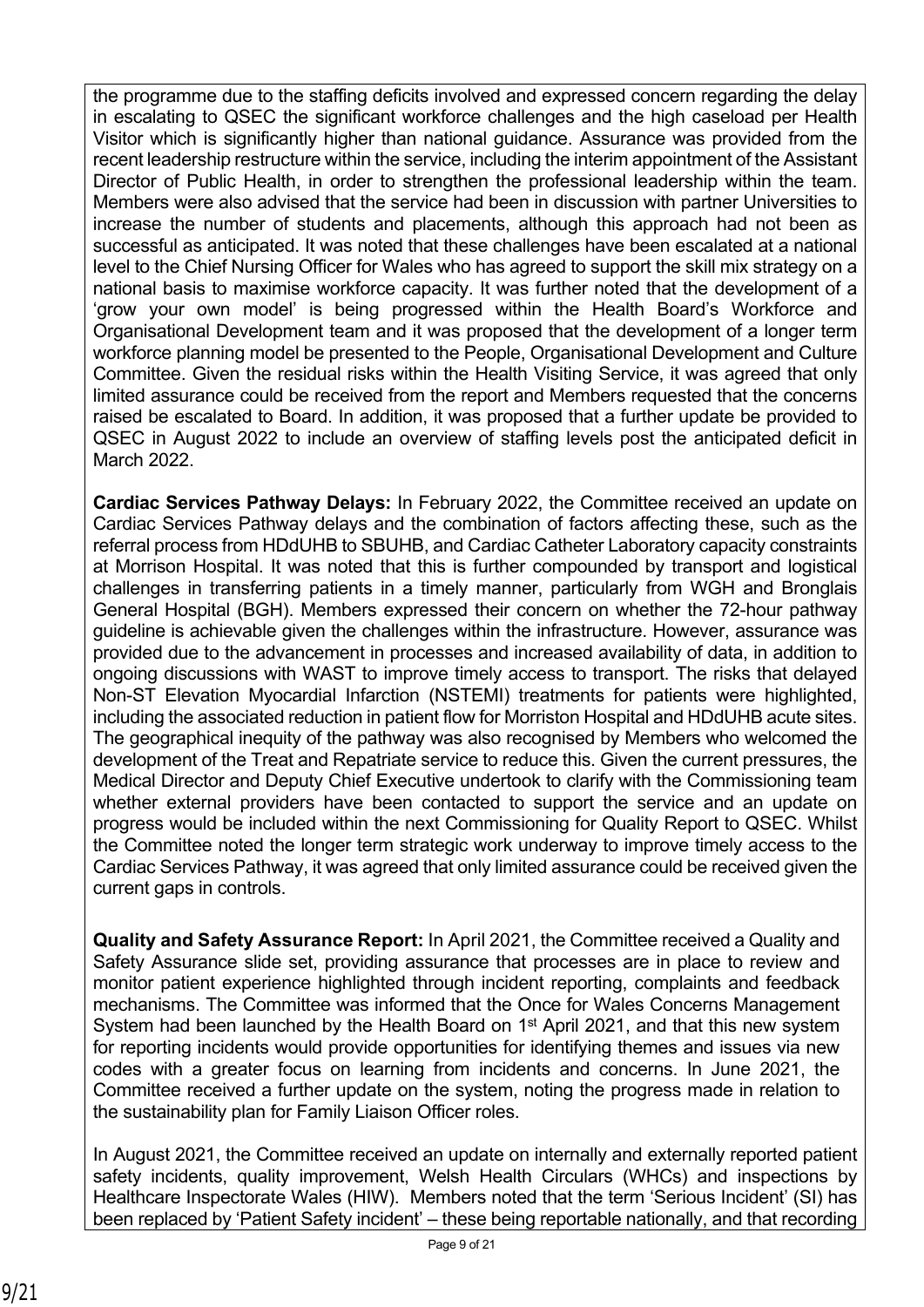the programme due to the staffing deficits involved and expressed concern regarding the delay in escalating to QSEC the significant workforce challenges and the high caseload per Health Visitor which is significantly higher than national guidance. Assurance was provided from the recent leadership restructure within the service, including the interim appointment of the Assistant Director of Public Health, in order to strengthen the professional leadership within the team. Members were also advised that the service had been in discussion with partner Universities to increase the number of students and placements, although this approach had not been as successful as anticipated. It was noted that these challenges have been escalated at a national level to the Chief Nursing Officer for Wales who has agreed to support the skill mix strategy on a national basis to maximise workforce capacity. It was further noted that the development of a 'grow your own model' is being progressed within the Health Board's Workforce and Organisational Development team and it was proposed that the development of a longer term workforce planning model be presented to the People, Organisational Development and Culture Committee. Given the residual risks within the Health Visiting Service, it was agreed that only limited assurance could be received from the report and Members requested that the concerns raised be escalated to Board. In addition, it was proposed that a further update be provided to QSEC in August 2022 to include an overview of staffing levels post the anticipated deficit in March 2022.

**Cardiac Services Pathway Delays:** In February 2022, the Committee received an update on Cardiac Services Pathway delays and the combination of factors affecting these, such as the referral process from HDdUHB to SBUHB, and Cardiac Catheter Laboratory capacity constraints at Morrison Hospital. It was noted that this is further compounded by transport and logistical challenges in transferring patients in a timely manner, particularly from WGH and Bronglais General Hospital (BGH). Members expressed their concern on whether the 72-hour pathway guideline is achievable given the challenges within the infrastructure. However, assurance was provided due to the advancement in processes and increased availability of data, in addition to ongoing discussions with WAST to improve timely access to transport. The risks that delayed Non-ST Elevation Myocardial Infarction (NSTEMI) treatments for patients were highlighted, including the associated reduction in patient flow for Morriston Hospital and HDdUHB acute sites. The geographical inequity of the pathway was also recognised by Members who welcomed the development of the Treat and Repatriate service to reduce this. Given the current pressures, the Medical Director and Deputy Chief Executive undertook to clarify with the Commissioning team whether external providers have been contacted to support the service and an update on progress would be included within the next Commissioning for Quality Report to QSEC. Whilst the Committee noted the longer term strategic work underway to improve timely access to the Cardiac Services Pathway, it was agreed that only limited assurance could be received given the current gaps in controls.

**Quality and Safety Assurance Report:** In April 2021, the Committee received a Quality and Safety Assurance slide set, providing assurance that processes are in place to review and monitor patient experience highlighted through incident reporting, complaints and feedback mechanisms. The Committee was informed that the Once for Wales Concerns Management System had been launched by the Health Board on 1st April 2021, and that this new system for reporting incidents would provide opportunities for identifying themes and issues via new codes with a greater focus on learning from incidents and concerns. In June 2021, the Committee received a further update on the system, noting the progress made in relation to the sustainability plan for Family Liaison Officer roles.

In August 2021, the Committee received an update on internally and externally reported patient safety incidents, quality improvement, Welsh Health Circulars (WHCs) and inspections by Healthcare Inspectorate Wales (HIW). Members noted that the term 'Serious Incident' (SI) has been replaced by 'Patient Safety incident' – these being reportable nationally, and that recording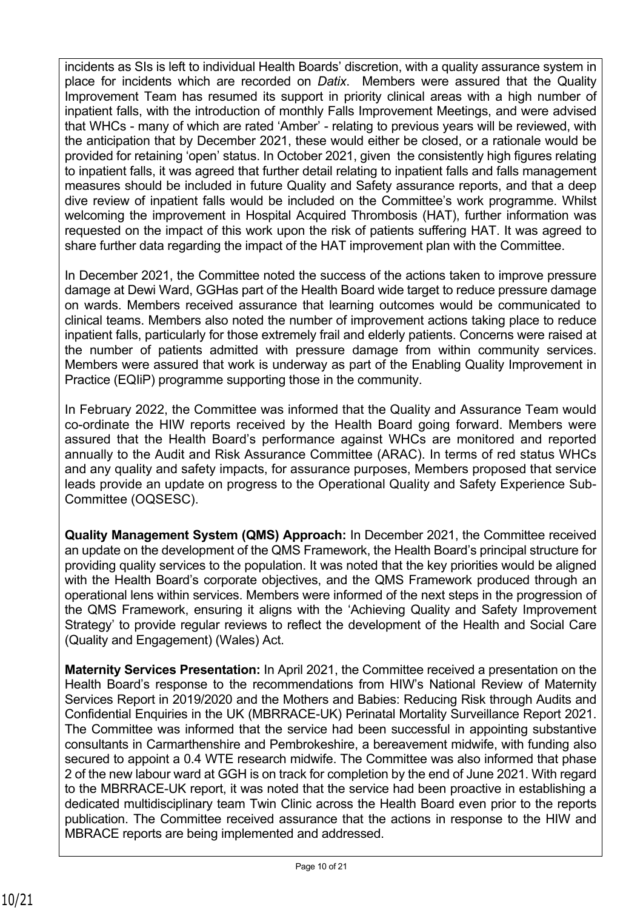incidents as SIs is left to individual Health Boards' discretion, with a quality assurance system in place for incidents which are recorded on *Datix*. Members were assured that the Quality Improvement Team has resumed its support in priority clinical areas with a high number of inpatient falls, with the introduction of monthly Falls Improvement Meetings, and were advised that WHCs - many of which are rated 'Amber' - relating to previous years will be reviewed, with the anticipation that by December 2021, these would either be closed, or a rationale would be provided for retaining 'open' status. In October 2021, given the consistently high figures relating to inpatient falls, it was agreed that further detail relating to inpatient falls and falls management measures should be included in future Quality and Safety assurance reports, and that a deep dive review of inpatient falls would be included on the Committee's work programme. Whilst welcoming the improvement in Hospital Acquired Thrombosis (HAT), further information was requested on the impact of this work upon the risk of patients suffering HAT. It was agreed to share further data regarding the impact of the HAT improvement plan with the Committee.

In December 2021, the Committee noted the success of the actions taken to improve pressure damage at Dewi Ward, GGHas part of the Health Board wide target to reduce pressure damage on wards. Members received assurance that learning outcomes would be communicated to clinical teams. Members also noted the number of improvement actions taking place to reduce inpatient falls, particularly for those extremely frail and elderly patients. Concerns were raised at the number of patients admitted with pressure damage from within community services. Members were assured that work is underway as part of the Enabling Quality Improvement in Practice (EQIiP) programme supporting those in the community.

In February 2022, the Committee was informed that the Quality and Assurance Team would co-ordinate the HIW reports received by the Health Board going forward. Members were assured that the Health Board's performance against WHCs are monitored and reported annually to the Audit and Risk Assurance Committee (ARAC). In terms of red status WHCs and any quality and safety impacts, for assurance purposes, Members proposed that service leads provide an update on progress to the Operational Quality and Safety Experience Sub-Committee (OQSESC).

**Quality Management System (QMS) Approach:** In December 2021, the Committee received an update on the development of the QMS Framework, the Health Board's principal structure for providing quality services to the population. It was noted that the key priorities would be aligned with the Health Board's corporate objectives, and the QMS Framework produced through an operational lens within services. Members were informed of the next steps in the progression of the QMS Framework, ensuring it aligns with the 'Achieving Quality and Safety Improvement Strategy' to provide regular reviews to reflect the development of the Health and Social Care (Quality and Engagement) (Wales) Act.

**Maternity Services Presentation:** In April 2021, the Committee received a presentation on the Health Board's response to the recommendations from HIW's National Review of Maternity Services Report in 2019/2020 and the Mothers and Babies: Reducing Risk through Audits and Confidential Enquiries in the UK (MBRRACE-UK) Perinatal Mortality Surveillance Report 2021. The Committee was informed that the service had been successful in appointing substantive consultants in Carmarthenshire and Pembrokeshire, a bereavement midwife, with funding also secured to appoint a 0.4 WTE research midwife. The Committee was also informed that phase 2 of the new labour ward at GGH is on track for completion by the end of June 2021. With regard to the MBRRACE-UK report, it was noted that the service had been proactive in establishing a dedicated multidisciplinary team Twin Clinic across the Health Board even prior to the reports publication. The Committee received assurance that the actions in response to the HIW and MBRACE reports are being implemented and addressed.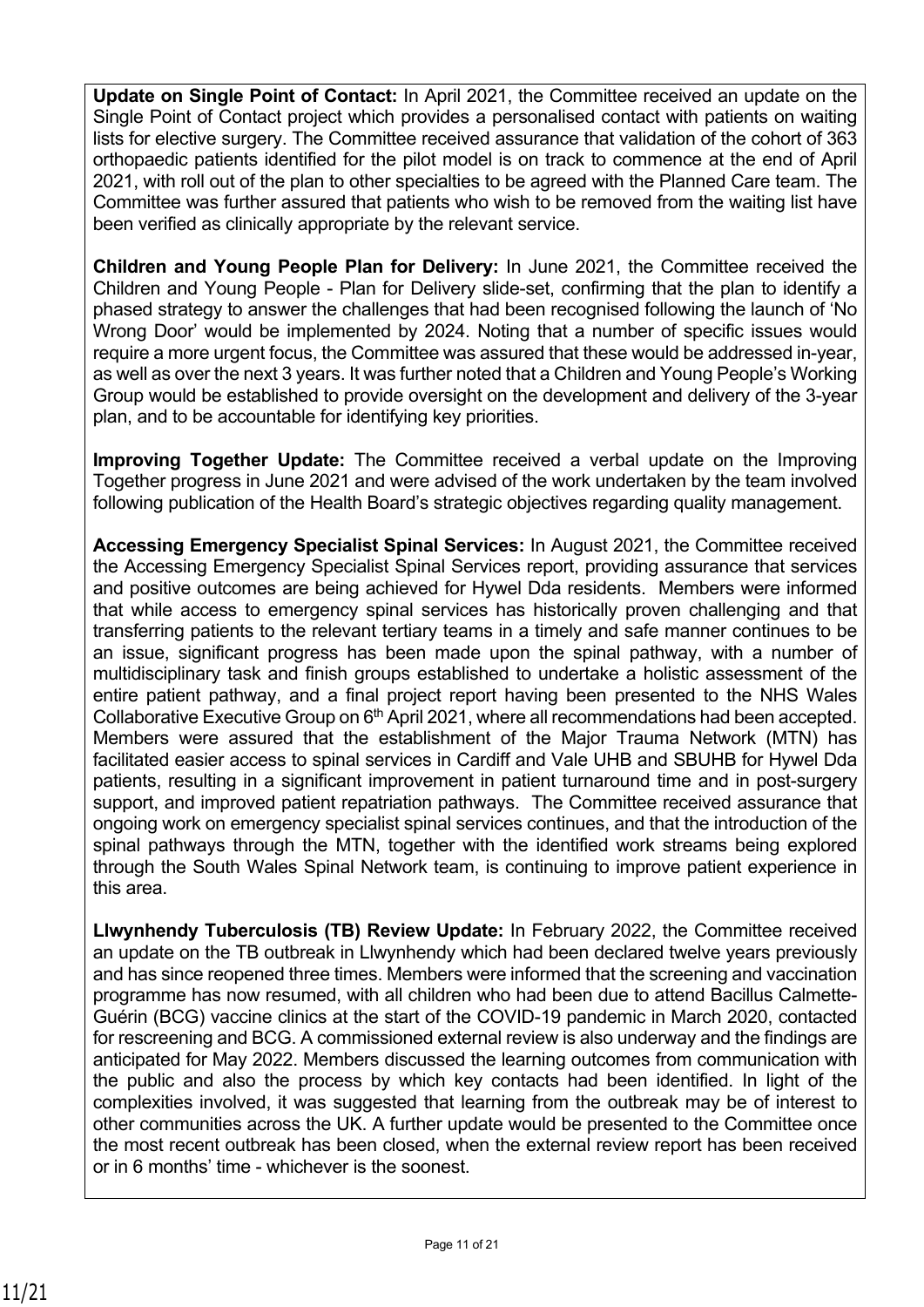**Update on Single Point of Contact:** In April 2021, the Committee received an update on the Single Point of Contact project which provides a personalised contact with patients on waiting lists for elective surgery. The Committee received assurance that validation of the cohort of 363 orthopaedic patients identified for the pilot model is on track to commence at the end of April 2021, with roll out of the plan to other specialties to be agreed with the Planned Care team. The Committee was further assured that patients who wish to be removed from the waiting list have been verified as clinically appropriate by the relevant service.

**Children and Young People Plan for Delivery:** In June 2021, the Committee received the Children and Young People - Plan for Delivery slide-set, confirming that the plan to identify a phased strategy to answer the challenges that had been recognised following the launch of 'No Wrong Door' would be implemented by 2024. Noting that a number of specific issues would require a more urgent focus, the Committee was assured that these would be addressed in-year, as well as over the next 3 years. It was further noted that a Children and Young People's Working Group would be established to provide oversight on the development and delivery of the 3-year plan, and to be accountable for identifying key priorities.

**Improving Together Update:** The Committee received a verbal update on the Improving Together progress in June 2021 and were advised of the work undertaken by the team involved following publication of the Health Board's strategic objectives regarding quality management.

**Accessing Emergency Specialist Spinal Services:** In August 2021, the Committee received the Accessing Emergency Specialist Spinal Services report, providing assurance that services and positive outcomes are being achieved for Hywel Dda residents. Members were informed that while access to emergency spinal services has historically proven challenging and that transferring patients to the relevant tertiary teams in a timely and safe manner continues to be an issue, significant progress has been made upon the spinal pathway, with a number of multidisciplinary task and finish groups established to undertake a holistic assessment of the entire patient pathway, and a final project report having been presented to the NHS Wales Collaborative Executive Group on 6th April 2021, where all recommendations had been accepted. Members were assured that the establishment of the Major Trauma Network (MTN) has facilitated easier access to spinal services in Cardiff and Vale UHB and SBUHB for Hywel Dda patients, resulting in a significant improvement in patient turnaround time and in post-surgery support, and improved patient repatriation pathways. The Committee received assurance that ongoing work on emergency specialist spinal services continues, and that the introduction of the spinal pathways through the MTN, together with the identified work streams being explored through the South Wales Spinal Network team, is continuing to improve patient experience in this area.

**Llwynhendy Tuberculosis (TB) Review Update:** In February 2022, the Committee received an update on the TB outbreak in Llwynhendy which had been declared twelve years previously and has since reopened three times. Members were informed that the screening and vaccination programme has now resumed, with all children who had been due to attend Bacillus Calmette-Guérin (BCG) vaccine clinics at the start of the COVID-19 pandemic in March 2020, contacted for rescreening and BCG. A commissioned external review is also underway and the findings are anticipated for May 2022. Members discussed the learning outcomes from communication with the public and also the process by which key contacts had been identified. In light of the complexities involved, it was suggested that learning from the outbreak may be of interest to other communities across the UK. A further update would be presented to the Committee once the most recent outbreak has been closed, when the external review report has been received or in 6 months' time - whichever is the soonest.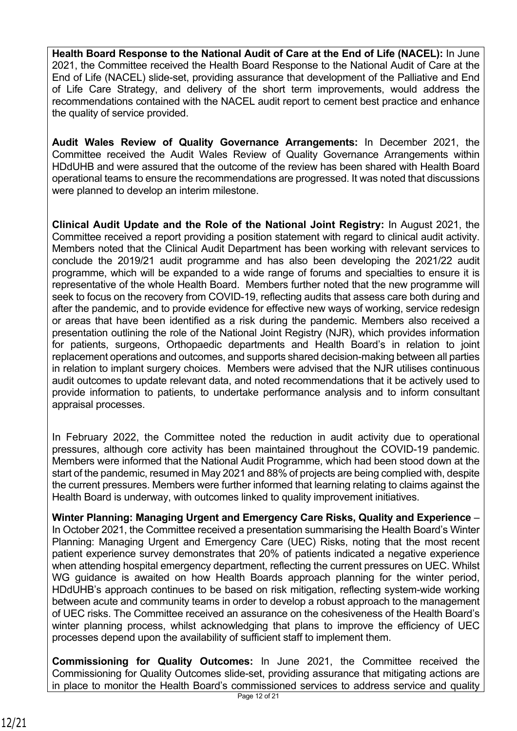**Health Board Response to the National Audit of Care at the End of Life (NACEL):** In June 2021, the Committee received the Health Board Response to the National Audit of Care at the End of Life (NACEL) slide-set, providing assurance that development of the Palliative and End of Life Care Strategy, and delivery of the short term improvements, would address the recommendations contained with the NACEL audit report to cement best practice and enhance the quality of service provided.

**Audit Wales Review of Quality Governance Arrangements:** In December 2021, the Committee received the Audit Wales Review of Quality Governance Arrangements within HDdUHB and were assured that the outcome of the review has been shared with Health Board operational teams to ensure the recommendations are progressed. It was noted that discussions were planned to develop an interim milestone.

**Clinical Audit Update and the Role of the National Joint Registry:** In August 2021, the Committee received a report providing a position statement with regard to clinical audit activity. Members noted that the Clinical Audit Department has been working with relevant services to conclude the 2019/21 audit programme and has also been developing the 2021/22 audit programme, which will be expanded to a wide range of forums and specialties to ensure it is representative of the whole Health Board. Members further noted that the new programme will seek to focus on the recovery from COVID-19, reflecting audits that assess care both during and after the pandemic, and to provide evidence for effective new ways of working, service redesign or areas that have been identified as a risk during the pandemic. Members also received a presentation outlining the role of the National Joint Registry (NJR), which provides information for patients, surgeons, Orthopaedic departments and Health Board's in relation to joint replacement operations and outcomes, and supports shared decision-making between all parties in relation to implant surgery choices. Members were advised that the NJR utilises continuous audit outcomes to update relevant data, and noted recommendations that it be actively used to provide information to patients, to undertake performance analysis and to inform consultant appraisal processes.

In February 2022, the Committee noted the reduction in audit activity due to operational pressures, although core activity has been maintained throughout the COVID-19 pandemic. Members were informed that the National Audit Programme, which had been stood down at the start of the pandemic, resumed in May 2021 and 88% of projects are being complied with, despite the current pressures. Members were further informed that learning relating to claims against the Health Board is underway, with outcomes linked to quality improvement initiatives.

**Winter Planning: Managing Urgent and Emergency Care Risks, Quality and Experience** – In October 2021, the Committee received a presentation summarising the Health Board's Winter Planning: Managing Urgent and Emergency Care (UEC) Risks, noting that the most recent patient experience survey demonstrates that 20% of patients indicated a negative experience when attending hospital emergency department, reflecting the current pressures on UEC. Whilst WG guidance is awaited on how Health Boards approach planning for the winter period, HDdUHB's approach continues to be based on risk mitigation, reflecting system-wide working between acute and community teams in order to develop a robust approach to the management of UEC risks. The Committee received an assurance on the cohesiveness of the Health Board's winter planning process, whilst acknowledging that plans to improve the efficiency of UEC processes depend upon the availability of sufficient staff to implement them.

**Commissioning for Quality Outcomes:** In June 2021, the Committee received the Commissioning for Quality Outcomes slide-set, providing assurance that mitigating actions are in place to monitor the Health Board's commissioned services to address service and quality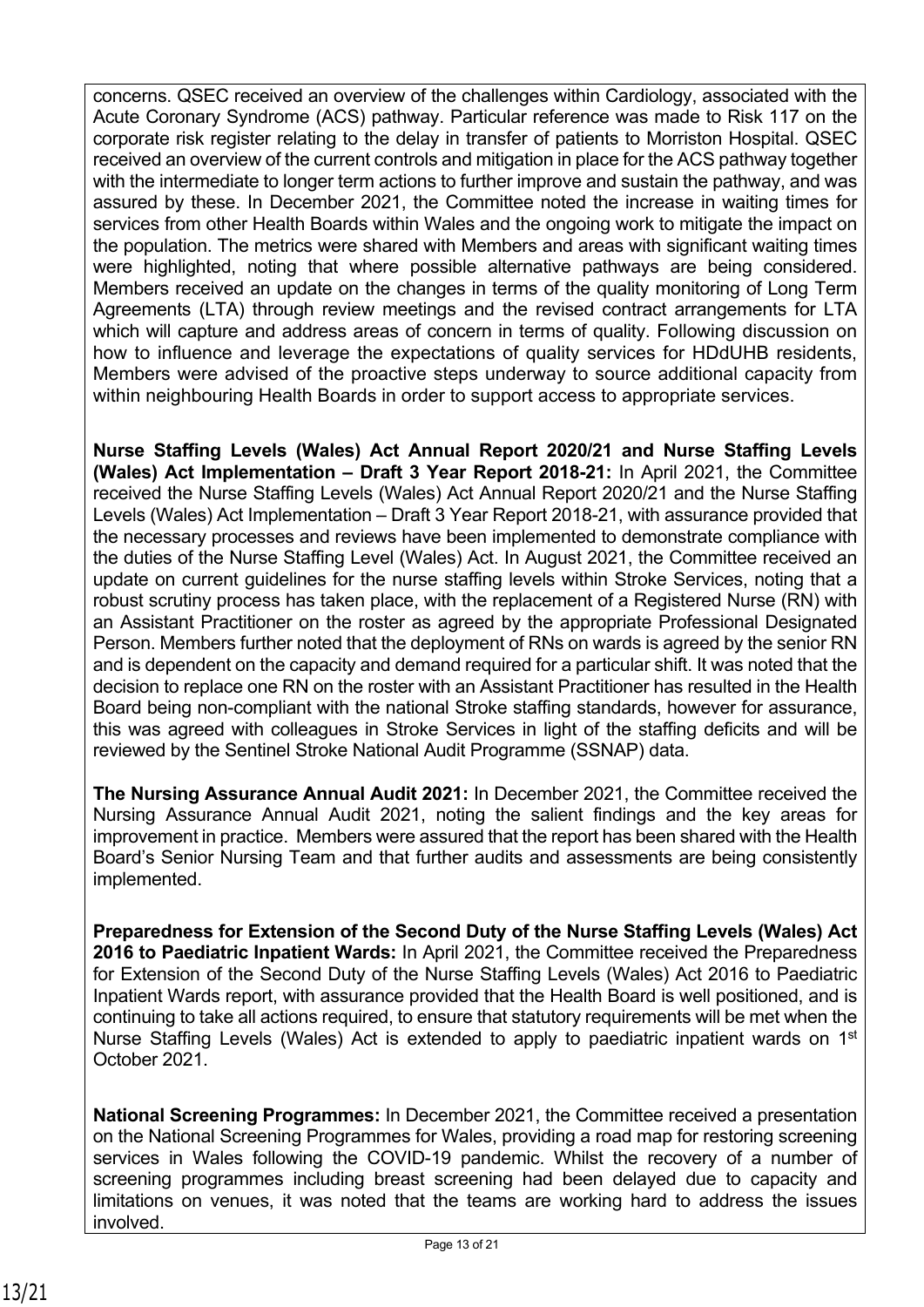concerns. QSEC received an overview of the challenges within Cardiology, associated with the Acute Coronary Syndrome (ACS) pathway. Particular reference was made to Risk 117 on the corporate risk register relating to the delay in transfer of patients to Morriston Hospital. QSEC received an overview of the current controls and mitigation in place for the ACS pathway together with the intermediate to longer term actions to further improve and sustain the pathway, and was assured by these. In December 2021, the Committee noted the increase in waiting times for services from other Health Boards within Wales and the ongoing work to mitigate the impact on the population. The metrics were shared with Members and areas with significant waiting times were highlighted, noting that where possible alternative pathways are being considered. Members received an update on the changes in terms of the quality monitoring of Long Term Agreements (LTA) through review meetings and the revised contract arrangements for LTA which will capture and address areas of concern in terms of quality. Following discussion on how to influence and leverage the expectations of quality services for HDdUHB residents, Members were advised of the proactive steps underway to source additional capacity from within neighbouring Health Boards in order to support access to appropriate services.

**Nurse Staffing Levels (Wales) Act Annual Report 2020/21 and Nurse Staffing Levels (Wales) Act Implementation – Draft 3 Year Report 2018-21:** In April 2021, the Committee received the Nurse Staffing Levels (Wales) Act Annual Report 2020/21 and the Nurse Staffing Levels (Wales) Act Implementation – Draft 3 Year Report 2018-21, with assurance provided that the necessary processes and reviews have been implemented to demonstrate compliance with the duties of the Nurse Staffing Level (Wales) Act. In August 2021, the Committee received an update on current guidelines for the nurse staffing levels within Stroke Services, noting that a robust scrutiny process has taken place, with the replacement of a Registered Nurse (RN) with an Assistant Practitioner on the roster as agreed by the appropriate Professional Designated Person. Members further noted that the deployment of RNs on wards is agreed by the senior RN and is dependent on the capacity and demand required for a particular shift. It was noted that the decision to replace one RN on the roster with an Assistant Practitioner has resulted in the Health Board being non-compliant with the national Stroke staffing standards, however for assurance, this was agreed with colleagues in Stroke Services in light of the staffing deficits and will be reviewed by the Sentinel Stroke National Audit Programme (SSNAP) data.

**The Nursing Assurance Annual Audit 2021:** In December 2021, the Committee received the Nursing Assurance Annual Audit 2021, noting the salient findings and the key areas for improvement in practice. Members were assured that the report has been shared with the Health Board's Senior Nursing Team and that further audits and assessments are being consistently implemented.

**Preparedness for Extension of the Second Duty of the Nurse Staffing Levels (Wales) Act 2016 to Paediatric Inpatient Wards:** In April 2021, the Committee received the Preparedness for Extension of the Second Duty of the Nurse Staffing Levels (Wales) Act 2016 to Paediatric Inpatient Wards report, with assurance provided that the Health Board is well positioned, and is continuing to take all actions required, to ensure that statutory requirements will be met when the Nurse Staffing Levels (Wales) Act is extended to apply to paediatric inpatient wards on 1st October 2021.

**National Screening Programmes:** In December 2021, the Committee received a presentation on the National Screening Programmes for Wales, providing a road map for restoring screening services in Wales following the COVID-19 pandemic. Whilst the recovery of a number of screening programmes including breast screening had been delayed due to capacity and limitations on venues, it was noted that the teams are working hard to address the issues involved.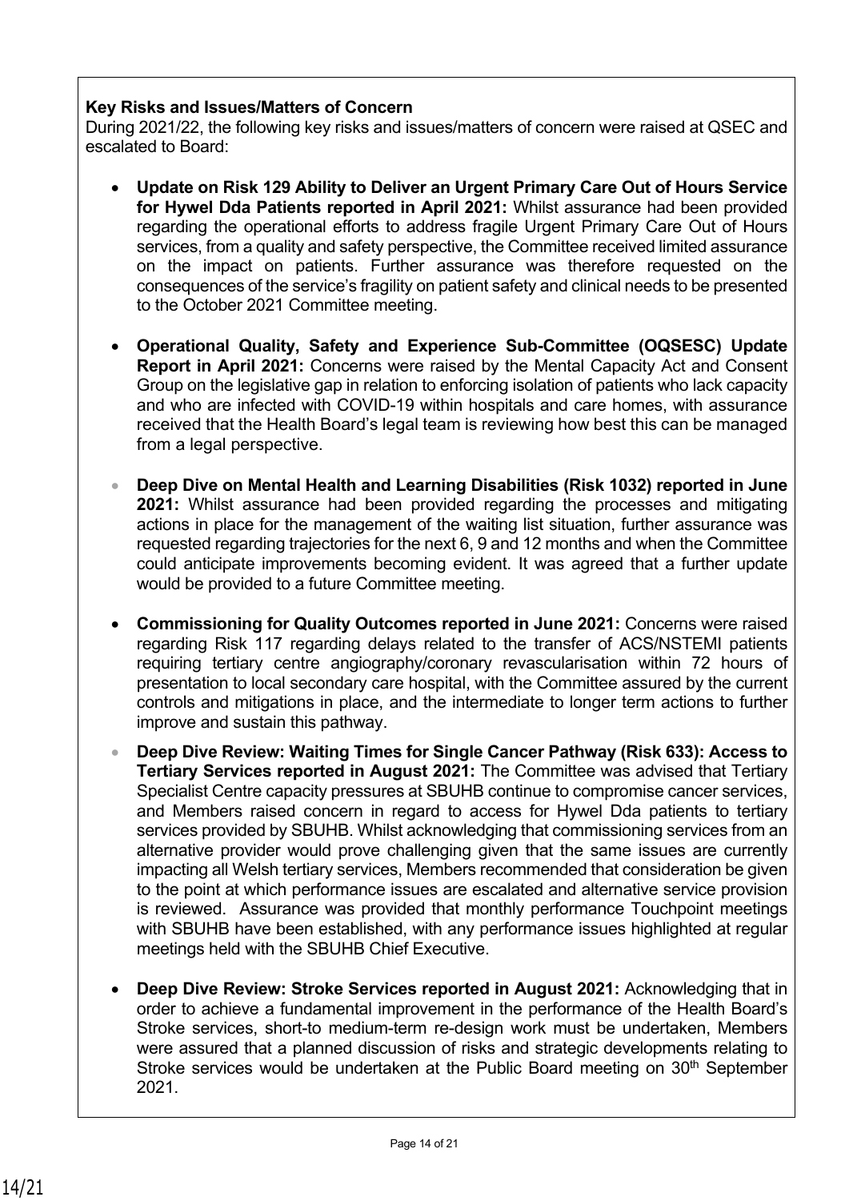**Key Risks and Issues/Matters of Concern**

During 2021/22, the following key risks and issues/matters of concern were raised at QSEC and escalated to Board:

- **Update on Risk 129 Ability to Deliver an Urgent Primary Care Out of Hours Service for Hywel Dda Patients reported in April 2021:** Whilst assurance had been provided regarding the operational efforts to address fragile Urgent Primary Care Out of Hours services, from a quality and safety perspective, the Committee received limited assurance on the impact on patients. Further assurance was therefore requested on the consequences of the service's fragility on patient safety and clinical needs to be presented to the October 2021 Committee meeting.

- **Operational Quality, Safety and Experience Sub-Committee (OQSESC) Update Report in April 2021:** Concerns were raised by the Mental Capacity Act and Consent Group on the legislative gap in relation to enforcing isolation of patients who lack capacity and who are infected with COVID-19 within hospitals and care homes, with assurance received that the Health Board's legal team is reviewing how best this can be managed from a legal perspective.

- **Deep Dive on Mental Health and Learning Disabilities (Risk 1032) reported in June 2021:** Whilst assurance had been provided regarding the processes and mitigating actions in place for the management of the waiting list situation, further assurance was requested regarding trajectories for the next 6, 9 and 12 months and when the Committee could anticipate improvements becoming evident. It was agreed that a further update would be provided to a future Committee meeting.

- **Commissioning for Quality Outcomes reported in June 2021:** Concerns were raised regarding Risk 117 regarding delays related to the transfer of ACS/NSTEMI patients requiring tertiary centre angiography/coronary revascularisation within 72 hours of presentation to local secondary care hospital, with the Committee assured by the current controls and mitigations in place, and the intermediate to longer term actions to further improve and sustain this pathway.

- **Deep Dive Review: Waiting Times for Single Cancer Pathway (Risk 633): Access to Tertiary Services reported in August 2021:** The Committee was advised that Tertiary Specialist Centre capacity pressures at SBUHB continue to compromise cancer services, and Members raised concern in regard to access for Hywel Dda patients to tertiary services provided by SBUHB. Whilst acknowledging that commissioning services from an alternative provider would prove challenging given that the same issues are currently impacting all Welsh tertiary services, Members recommended that consideration be given to the point at which performance issues are escalated and alternative service provision is reviewed. Assurance was provided that monthly performance Touchpoint meetings with SBUHB have been established, with any performance issues highlighted at regular meetings held with the SBUHB Chief Executive.

- **Deep Dive Review: Stroke Services reported in August 2021:** Acknowledging that in order to achieve a fundamental improvement in the performance of the Health Board's Stroke services, short-to medium-term re-design work must be undertaken, Members were assured that a planned discussion of risks and strategic developments relating to Stroke services would be undertaken at the Public Board meeting on 30th September 2021.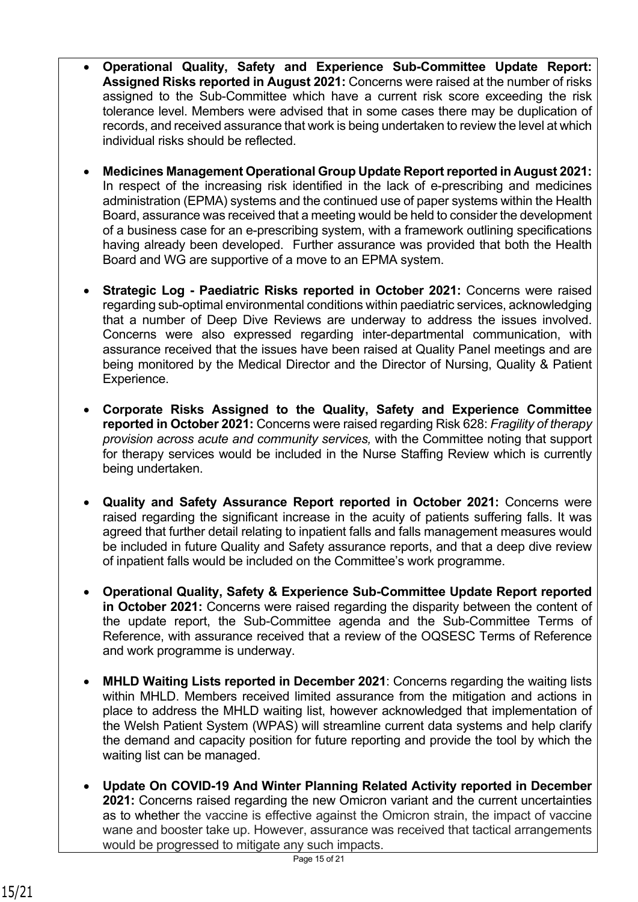- **Operational Quality, Safety and Experience Sub-Committee Update Report: Assigned Risks reported in August 2021:** Concerns were raised at the number of risks assigned to the Sub-Committee which have a current risk score exceeding the risk tolerance level. Members were advised that in some cases there may be duplication of records, and received assurance that work is being undertaken to review the level at which individual risks should be reflected.

- **Medicines Management Operational Group Update Report reported in August 2021:** In respect of the increasing risk identified in the lack of e-prescribing and medicines administration (EPMA) systems and the continued use of paper systems within the Health Board, assurance was received that a meeting would be held to consider the development of a business case for an e-prescribing system, with a framework outlining specifications having already been developed. Further assurance was provided that both the Health Board and WG are supportive of a move to an EPMA system.

- **Strategic Log - Paediatric Risks reported in October 2021:** Concerns were raised regarding sub-optimal environmental conditions within paediatric services, acknowledging that a number of Deep Dive Reviews are underway to address the issues involved. Concerns were also expressed regarding inter-departmental communication, with assurance received that the issues have been raised at Quality Panel meetings and are being monitored by the Medical Director and the Director of Nursing, Quality & Patient Experience.

- **Corporate Risks Assigned to the Quality, Safety and Experience Committee reported in October 2021:** Concerns were raised regarding Risk 628: *Fragility of therapy provision across acute and community services,* with the Committee noting that support for therapy services would be included in the Nurse Staffing Review which is currently being undertaken.

- **Quality and Safety Assurance Report reported in October 2021:** Concerns were raised regarding the significant increase in the acuity of patients suffering falls. It was agreed that further detail relating to inpatient falls and falls management measures would be included in future Quality and Safety assurance reports, and that a deep dive review of inpatient falls would be included on the Committee's work programme.

- **Operational Quality, Safety & Experience Sub-Committee Update Report reported in October 2021:** Concerns were raised regarding the disparity between the content of the update report, the Sub-Committee agenda and the Sub-Committee Terms of Reference, with assurance received that a review of the OQSESC Terms of Reference and work programme is underway.

- **MHLD Waiting Lists reported in December 2021**: Concerns regarding the waiting lists within MHLD. Members received limited assurance from the mitigation and actions in place to address the MHLD waiting list, however acknowledged that implementation of the Welsh Patient System (WPAS) will streamline current data systems and help clarify the demand and capacity position for future reporting and provide the tool by which the waiting list can be managed.

- **Update On COVID-19 And Winter Planning Related Activity reported in December 2021:** Concerns raised regarding the new Omicron variant and the current uncertainties as to whether the vaccine is effective against the Omicron strain, the impact of vaccine wane and booster take up. However, assurance was received that tactical arrangements would be progressed to mitigate any such impacts.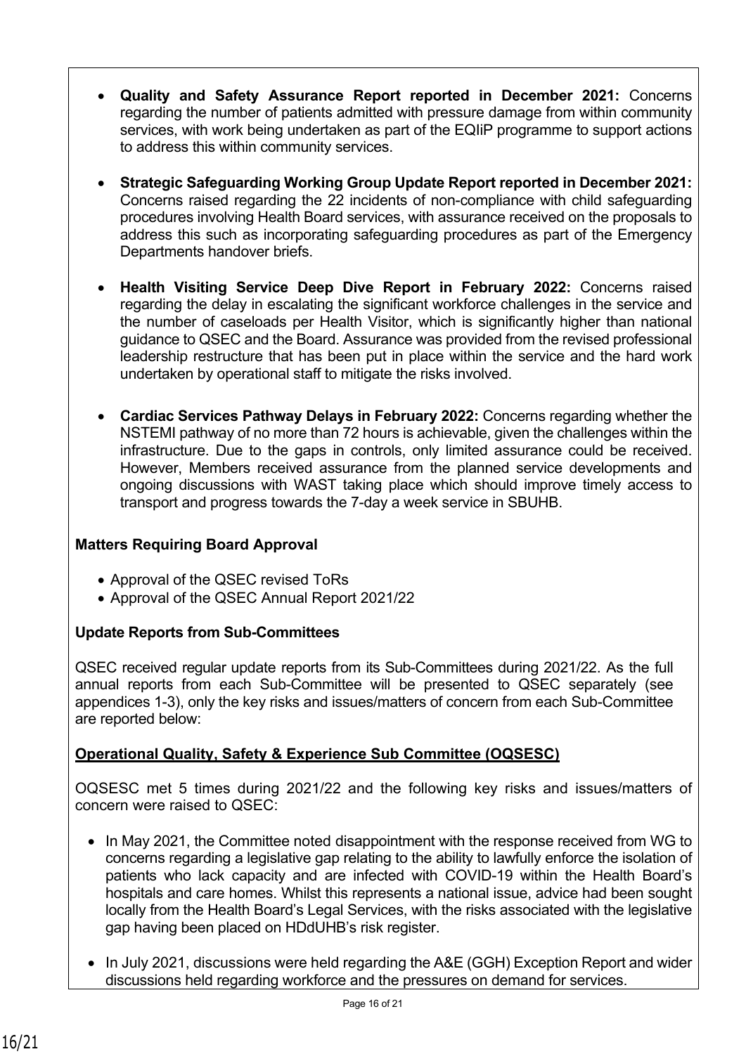- **Quality and Safety Assurance Report reported in December 2021:** Concerns regarding the number of patients admitted with pressure damage from within community services, with work being undertaken as part of the EQIiP programme to support actions to address this within community services.

- **Strategic Safeguarding Working Group Update Report reported in December 2021:** Concerns raised regarding the 22 incidents of non-compliance with child safeguarding procedures involving Health Board services, with assurance received on the proposals to address this such as incorporating safeguarding procedures as part of the Emergency Departments handover briefs.

- **Health Visiting Service Deep Dive Report in February 2022:** Concerns raised regarding the delay in escalating the significant workforce challenges in the service and the number of caseloads per Health Visitor, which is significantly higher than national guidance to QSEC and the Board. Assurance was provided from the revised professional leadership restructure that has been put in place within the service and the hard work undertaken by operational staff to mitigate the risks involved.

- **Cardiac Services Pathway Delays in February 2022:** Concerns regarding whether the NSTEMI pathway of no more than 72 hours is achievable, given the challenges within the infrastructure. Due to the gaps in controls, only limited assurance could be received. However, Members received assurance from the planned service developments and ongoing discussions with WAST taking place which should improve timely access to transport and progress towards the 7-day a week service in SBUHB.

**Matters Requiring Board Approval**

- Approval of the QSEC revised ToRs
- Approval of the QSEC Annual Report 2021/22

**Update Reports from Sub-Committees**

QSEC received regular update reports from its Sub-Committees during 2021/22. As the full annual reports from each Sub-Committee will be presented to QSEC separately (see appendices 1-3), only the key risks and issues/matters of concern from each Sub-Committee are reported below:

**Operational Quality, Safety & Experience Sub Committee (OQSESC)**

OQSESC met 5 times during 2021/22 and the following key risks and issues/matters of concern were raised to QSEC:

- In May 2021, the Committee noted disappointment with the response received from WG to concerns regarding a legislative gap relating to the ability to lawfully enforce the isolation of patients who lack capacity and are infected with COVID-19 within the Health Board's hospitals and care homes. Whilst this represents a national issue, advice had been sought locally from the Health Board's Legal Services, with the risks associated with the legislative gap having been placed on HDdUHB's risk register.

- In July 2021, discussions were held regarding the A&E (GGH) Exception Report and wider discussions held regarding workforce and the pressures on demand for services.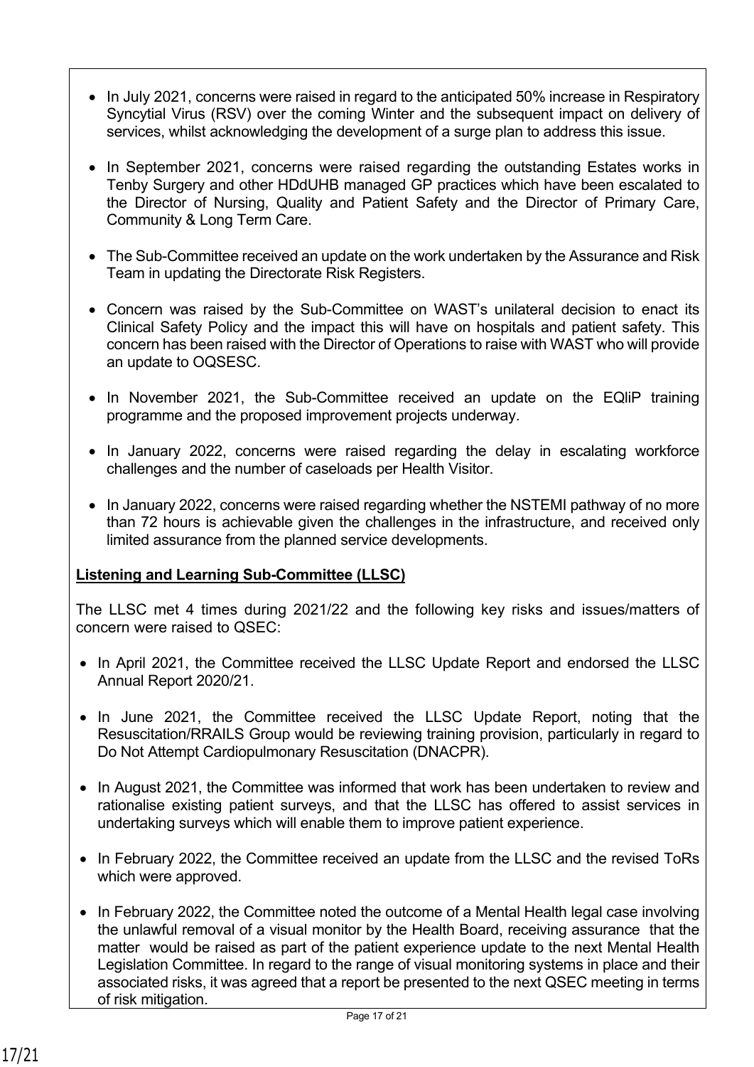- In July 2021, concerns were raised in regard to the anticipated 50% increase in Respiratory Syncytial Virus (RSV) over the coming Winter and the subsequent impact on delivery of services, whilst acknowledging the development of a surge plan to address this issue.

- In September 2021, concerns were raised regarding the outstanding Estates works in Tenby Surgery and other HDdUHB managed GP practices which have been escalated to the Director of Nursing, Quality and Patient Safety and the Director of Primary Care, Community & Long Term Care.

- The Sub-Committee received an update on the work undertaken by the Assurance and Risk Team in updating the Directorate Risk Registers.

- Concern was raised by the Sub-Committee on WAST's unilateral decision to enact its Clinical Safety Policy and the impact this will have on hospitals and patient safety. This concern has been raised with the Director of Operations to raise with WAST who will provide an update to OQSESC.

- In November 2021, the Sub-Committee received an update on the EQliP training programme and the proposed improvement projects underway.

- In January 2022, concerns were raised regarding the delay in escalating workforce challenges and the number of caseloads per Health Visitor.

- In January 2022, concerns were raised regarding whether the NSTEMI pathway of no more than 72 hours is achievable given the challenges in the infrastructure, and received only limited assurance from the planned service developments.

**Listening and Learning Sub-Committee (LLSC)**

The LLSC met 4 times during 2021/22 and the following key risks and issues/matters of concern were raised to QSEC:

- In April 2021, the Committee received the LLSC Update Report and endorsed the LLSC Annual Report 2020/21.

- In June 2021, the Committee received the LLSC Update Report, noting that the Resuscitation/RRAILS Group would be reviewing training provision, particularly in regard to Do Not Attempt Cardiopulmonary Resuscitation (DNACPR).

- In August 2021, the Committee was informed that work has been undertaken to review and rationalise existing patient surveys, and that the LLSC has offered to assist services in undertaking surveys which will enable them to improve patient experience.

- In February 2022, the Committee received an update from the LLSC and the revised ToRs which were approved.

- In February 2022, the Committee noted the outcome of a Mental Health legal case involving the unlawful removal of a visual monitor by the Health Board, receiving assurance that the matter would be raised as part of the patient experience update to the next Mental Health Legislation Committee. In regard to the range of visual monitoring systems in place and their associated risks, it was agreed that a report be presented to the next QSEC meeting in terms of risk mitigation.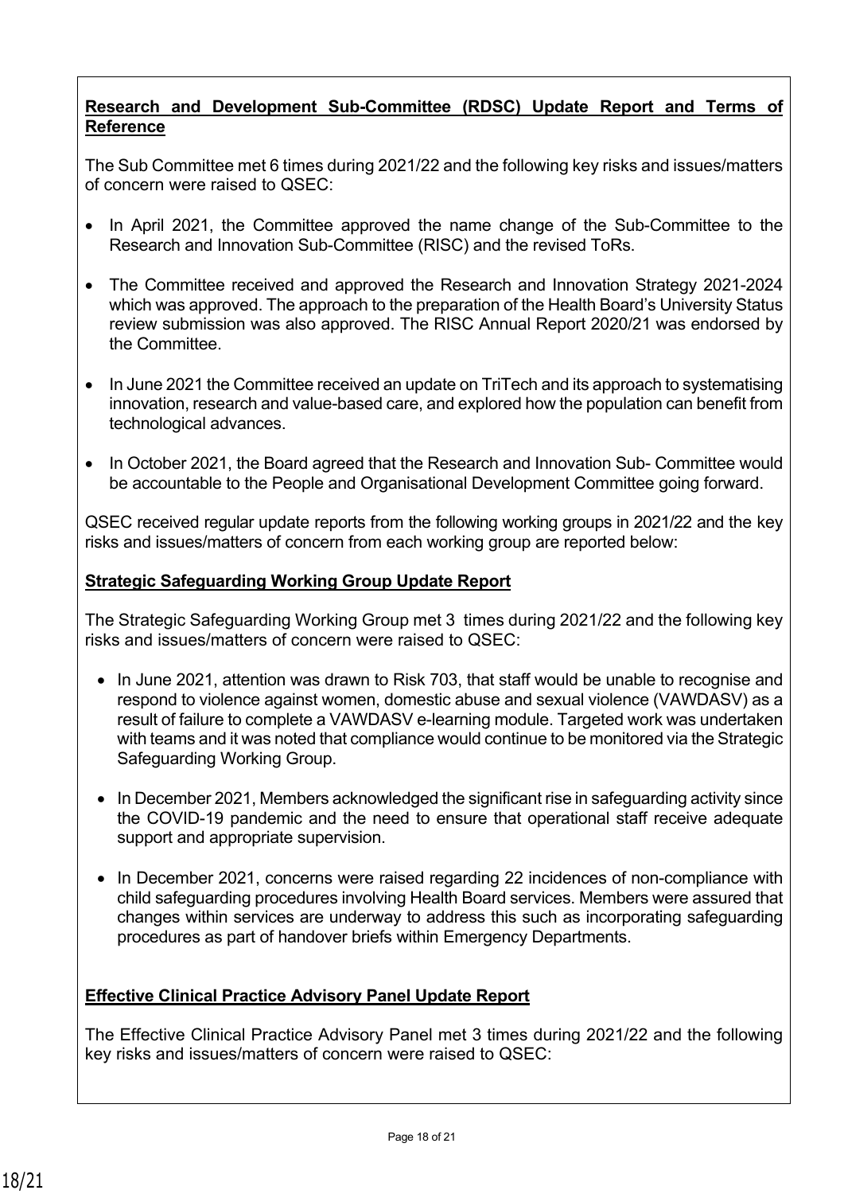**Research and Development Sub-Committee (RDSC) Update Report and Terms of Reference**

The Sub Committee met 6 times during 2021/22 and the following key risks and issues/matters of concern were raised to QSEC:

- In April 2021, the Committee approved the name change of the Sub-Committee to the Research and Innovation Sub-Committee (RISC) and the revised ToRs.
- The Committee received and approved the Research and Innovation Strategy 2021-2024 which was approved. The approach to the preparation of the Health Board's University Status review submission was also approved. The RISC Annual Report 2020/21 was endorsed by the Committee.
- In June 2021 the Committee received an update on TriTech and its approach to systematising innovation, research and value-based care, and explored how the population can benefit from technological advances.
- In October 2021, the Board agreed that the Research and Innovation Sub- Committee would be accountable to the People and Organisational Development Committee going forward.

QSEC received regular update reports from the following working groups in 2021/22 and the key risks and issues/matters of concern from each working group are reported below:

**Strategic Safeguarding Working Group Update Report**

The Strategic Safeguarding Working Group met 3 times during 2021/22 and the following key risks and issues/matters of concern were raised to QSEC:

- In June 2021, attention was drawn to Risk 703, that staff would be unable to recognise and respond to violence against women, domestic abuse and sexual violence (VAWDASV) as a result of failure to complete a VAWDASV e-learning module. Targeted work was undertaken with teams and it was noted that compliance would continue to be monitored via the Strategic Safeguarding Working Group.
- In December 2021, Members acknowledged the significant rise in safeguarding activity since the COVID-19 pandemic and the need to ensure that operational staff receive adequate support and appropriate supervision.
- In December 2021, concerns were raised regarding 22 incidences of non-compliance with child safeguarding procedures involving Health Board services. Members were assured that changes within services are underway to address this such as incorporating safeguarding procedures as part of handover briefs within Emergency Departments.

**Effective Clinical Practice Advisory Panel Update Report**

The Effective Clinical Practice Advisory Panel met 3 times during 2021/22 and the following key risks and issues/matters of concern were raised to QSEC: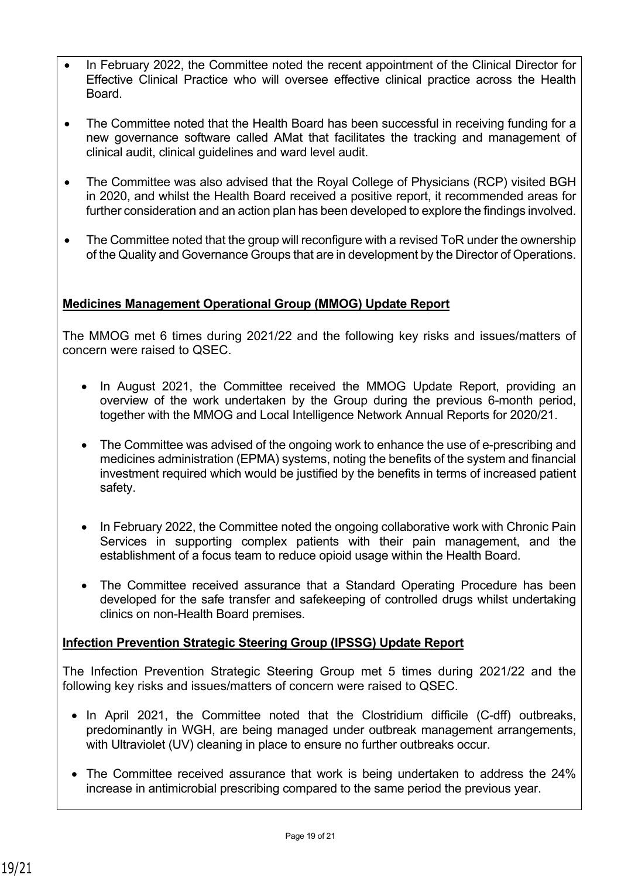- In February 2022, the Committee noted the recent appointment of the Clinical Director for Effective Clinical Practice who will oversee effective clinical practice across the Health Board.

- The Committee noted that the Health Board has been successful in receiving funding for a new governance software called AMat that facilitates the tracking and management of clinical audit, clinical guidelines and ward level audit.

- The Committee was also advised that the Royal College of Physicians (RCP) visited BGH in 2020, and whilst the Health Board received a positive report, it recommended areas for further consideration and an action plan has been developed to explore the findings involved.

- The Committee noted that the group will reconfigure with a revised ToR under the ownership of the Quality and Governance Groups that are in development by the Director of Operations.

**Medicines Management Operational Group (MMOG) Update Report**

The MMOG met 6 times during 2021/22 and the following key risks and issues/matters of concern were raised to QSEC.

- In August 2021, the Committee received the MMOG Update Report, providing an overview of the work undertaken by the Group during the previous 6-month period, together with the MMOG and Local Intelligence Network Annual Reports for 2020/21.

- The Committee was advised of the ongoing work to enhance the use of e-prescribing and medicines administration (EPMA) systems, noting the benefits of the system and financial investment required which would be justified by the benefits in terms of increased patient safety.

- In February 2022, the Committee noted the ongoing collaborative work with Chronic Pain Services in supporting complex patients with their pain management, and the establishment of a focus team to reduce opioid usage within the Health Board.

- The Committee received assurance that a Standard Operating Procedure has been developed for the safe transfer and safekeeping of controlled drugs whilst undertaking clinics on non-Health Board premises.

**Infection Prevention Strategic Steering Group (IPSSG) Update Report**

The Infection Prevention Strategic Steering Group met 5 times during 2021/22 and the following key risks and issues/matters of concern were raised to QSEC.

- In April 2021, the Committee noted that the Clostridium difficile (C-dff) outbreaks, predominantly in WGH, are being managed under outbreak management arrangements, with Ultraviolet (UV) cleaning in place to ensure no further outbreaks occur.

- The Committee received assurance that work is being undertaken to address the 24% increase in antimicrobial prescribing compared to the same period the previous year.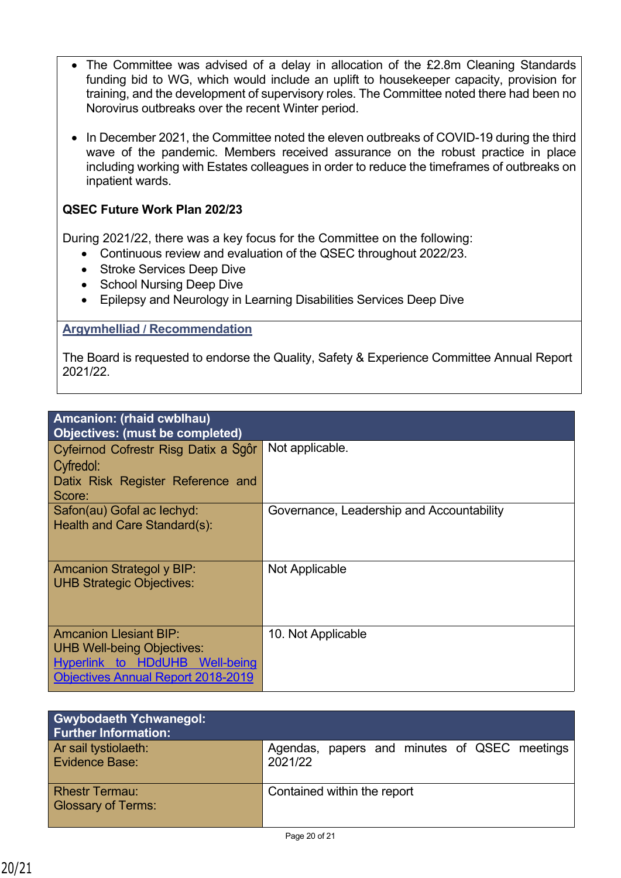- The Committee was advised of a delay in allocation of the £2.8m Cleaning Standards funding bid to WG, which would include an uplift to housekeeper capacity, provision for training, and the development of supervisory roles. The Committee noted there had been no Norovirus outbreaks over the recent Winter period.

- In December 2021, the Committee noted the eleven outbreaks of COVID-19 during the third wave of the pandemic. Members received assurance on the robust practice in place including working with Estates colleagues in order to reduce the timeframes of outbreaks on inpatient wards.

**QSEC Future Work Plan 202/23**

During 2021/22, there was a key focus for the Committee on the following:

- Continuous review and evaluation of the QSEC throughout 2022/23.
- Stroke Services Deep Dive
- School Nursing Deep Dive
- Epilepsy and Neurology in Learning Disabilities Services Deep Dive

**Argymhelliad / Recommendation**

The Board is requested to endorse the Quality, Safety & Experience Committee Annual Report 2021/22.

| **Amcanion: (rhaid cwblhau)<br>Objectives: (must be completed)** | |
|---|---|
| Cyfeirnod Cofrestr Risg Datix a Sgôr Cyfredol:<br>Datix Risk Register Reference and Score: | Not applicable. |
| Safon(au) Gofal ac Iechyd:<br>Health and Care Standard(s): | Governance, Leadership and Accountability |
| Amcanion Strategol y BIP:<br>UHB Strategic Objectives: | Not Applicable |
| Amcanion Llesiant BIP:<br>UHB Well-being Objectives:<br>Hyperlink to HDdUHB Well-being Objectives Annual Report 2018-2019 | 10. Not Applicable |

| **Gwybodaeth Ychwanegol:<br>Further Information:** | |
|---|---|
| Ar sail tystiolaeth:<br>Evidence Base: | Agendas, papers and minutes of QSEC meetings 2021/22 |
| Rhestr Termau:<br>Glossary of Terms: | Contained within the report |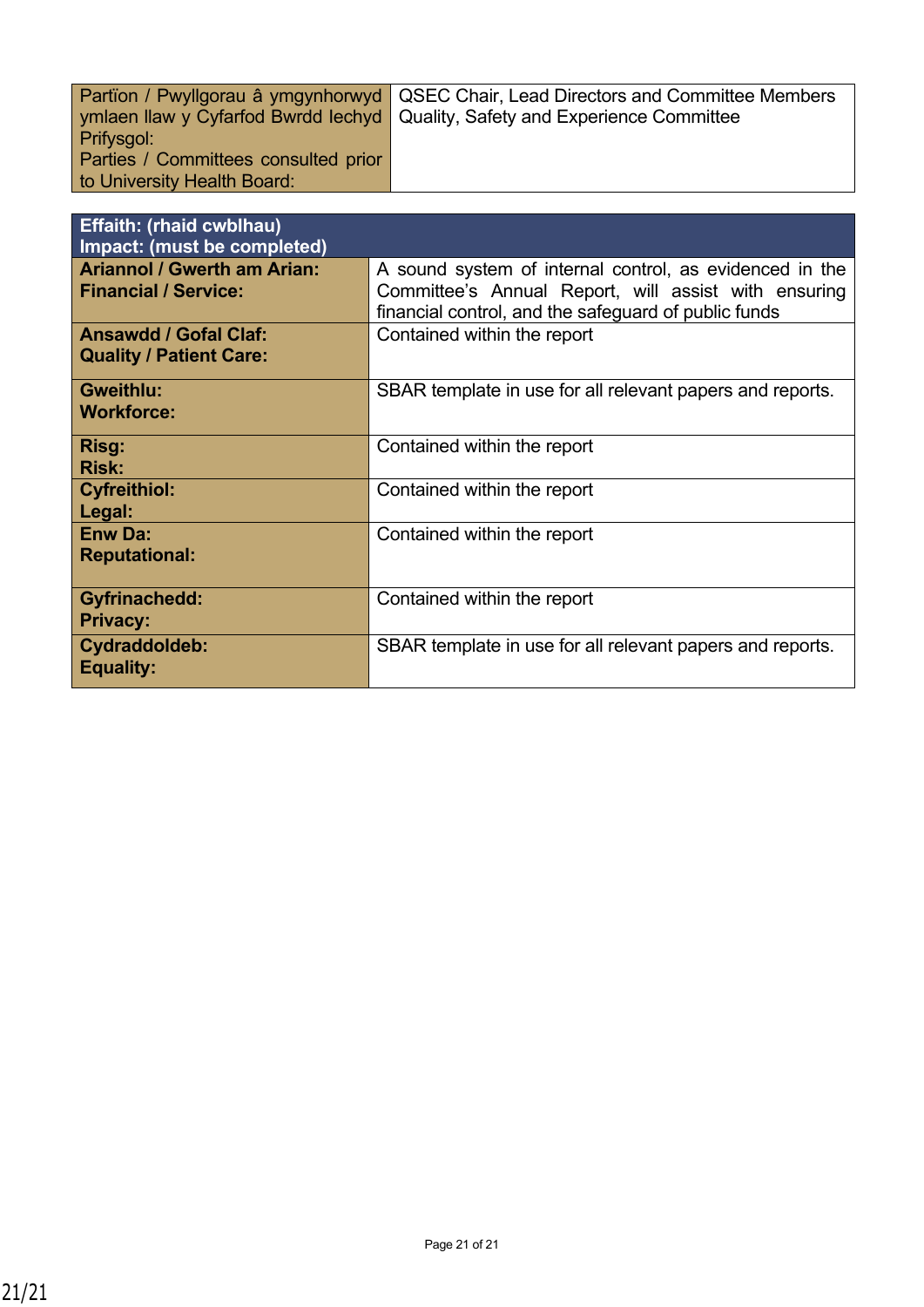| | |
|---|---|
| Partïon / Pwyllgorau â ymgynhorwyd ymlaen llaw y Cyfarfod Bwrdd Iechyd Prifysgol:<br>Parties / Committees consulted prior to University Health Board: | QSEC Chair, Lead Directors and Committee Members<br>Quality, Safety and Experience Committee |

| **Effaith: (rhaid cwblhau)<br>Impact: (must be completed)** | |
|---|---|
| **Ariannol / Gwerth am Arian:<br>Financial / Service:** | A sound system of internal control, as evidenced in the Committee's Annual Report, will assist with ensuring financial control, and the safeguard of public funds |
| **Ansawdd / Gofal Claf:<br>Quality / Patient Care:** | Contained within the report |
| **Gweithlu:<br>Workforce:** | SBAR template in use for all relevant papers and reports. |
| **Risg:<br>Risk:** | Contained within the report |
| **Cyfreithiol:<br>Legal:** | Contained within the report |
| **Enw Da:<br>Reputational:** | Contained within the report |
| **Gyfrinachedd:<br>Privacy:** | Contained within the report |
| **Cydraddoldeb:<br>Equality:** | SBAR template in use for all relevant papers and reports. |